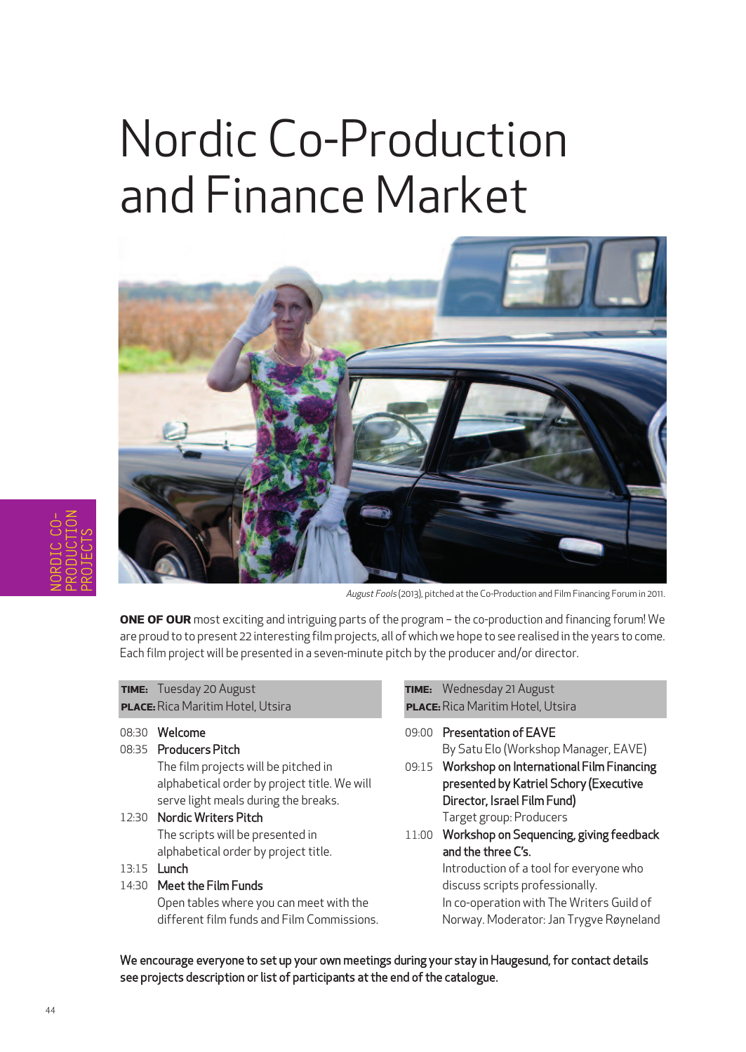# Nordic Co-Production and Finance Market

*August Fools* (2013), pitched at the Co-Production and Film Financing Forum in 2011.

**ONE OF OUR** most exciting and intriguing parts of the program – the co-production and financing forum! We are proud to to present 22 interesting film projects, all of which we hope to see realised in the years to come. Each film project will be presented in a seven-minute pitch by the producer and/or director.

**TIME:** Tuesday 20 August
**PLACE:** Rica Maritim Hotel, Utsira

08:30 **Welcome**

08:35 **Producers Pitch**
The film projects will be pitched in alphabetical order by project title. We will serve light meals during the breaks.

12:30 **Nordic Writers Pitch**
The scripts will be presented in alphabetical order by project title.

13:15 **Lunch**

14:30 **Meet the Film Funds**
Open tables where you can meet with the different film funds and Film Commissions.

**TIME:** Wednesday 21 August
**PLACE:** Rica Maritim Hotel, Utsira

09:00 **Presentation of EAVE**
By Satu Elo (Workshop Manager, EAVE)

09:15 **Workshop on International Film Financing presented by Katriel Schory (Executive Director, Israel Film Fund)**
Target group: Producers

11:00 **Workshop on Sequencing, giving feedback and the three C's.**
Introduction of a tool for everyone who discuss scripts professionally.
In co-operation with The Writers Guild of Norway. Moderator: Jan Trygve Røyneland

**We encourage everyone to set up your own meetings during your stay in Haugesund, for contact details see projects description or list of participants at the end of the catalogue.**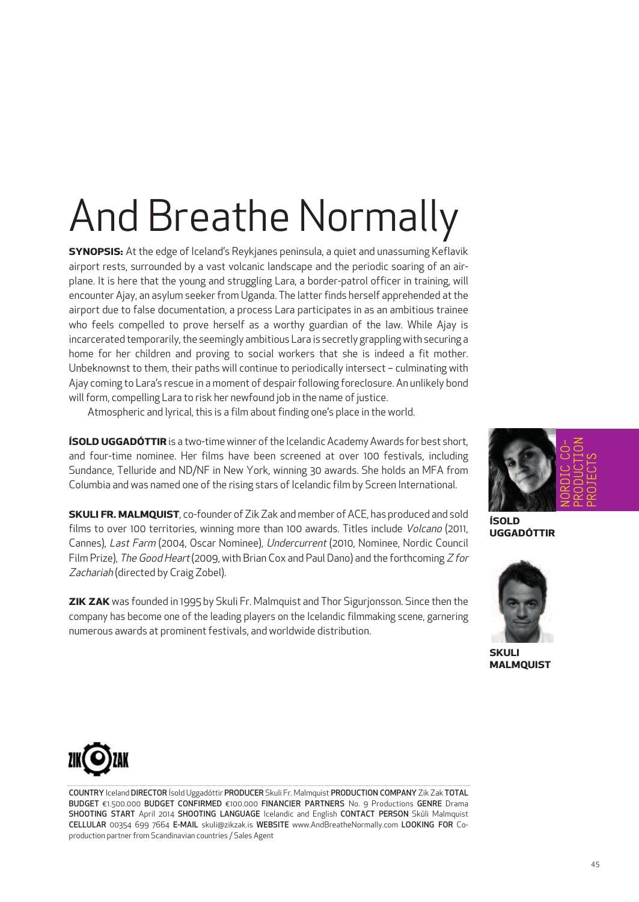# And Breathe Normally

**SYNOPSIS:** At the edge of Iceland's Reykjanes peninsula, a quiet and unassuming Keflavik airport rests, surrounded by a vast volcanic landscape and the periodic soaring of an airplane. It is here that the young and struggling Lara, a border-patrol officer in training, will encounter Ajay, an asylum seeker from Uganda. The latter finds herself apprehended at the airport due to false documentation, a process Lara participates in as an ambitious trainee who feels compelled to prove herself as a worthy guardian of the law. While Ajay is incarcerated temporarily, the seemingly ambitious Lara is secretly grappling with securing a home for her children and proving to social workers that she is indeed a fit mother. Unbeknownst to them, their paths will continue to periodically intersect – culminating with Ajay coming to Lara's rescue in a moment of despair following foreclosure. An unlikely bond will form, compelling Lara to risk her newfound job in the name of justice.

Atmospheric and lyrical, this is a film about finding one's place in the world.

**ÍSOLD UGGADÓTTIR** is a two-time winner of the Icelandic Academy Awards for best short, and four-time nominee. Her films have been screened at over 100 festivals, including Sundance, Telluride and ND/NF in New York, winning 30 awards. She holds an MFA from Columbia and was named one of the rising stars of Icelandic film by Screen International.

**SKULI FR. MALMQUIST**, co-founder of Zik Zak and member of ACE, has produced and sold films to over 100 territories, winning more than 100 awards. Titles include *Volcano* (2011, Cannes), *Last Farm* (2004, Oscar Nominee), *Undercurrent* (2010, Nominee, Nordic Council Film Prize), *The Good Heart* (2009, with Brian Cox and Paul Dano) and the forthcoming *Z for Zachariah* (directed by Craig Zobel).

**ZIK ZAK** was founded in 1995 by Skuli Fr. Malmquist and Thor Sigurjonsson. Since then the company has become one of the leading players on the Icelandic filmmaking scene, garnering numerous awards at prominent festivals, and worldwide distribution.

NORDIC CO-PRODUCTION PROJECTS

**ÍSOLD UGGADÓTTIR**

**SKULI MALMQUIST**

**COUNTRY** Iceland **DIRECTOR** Ísold Uggadóttir **PRODUCER** Skuli Fr. Malmquist **PRODUCTION COMPANY** Zik Zak **TOTAL BUDGET** €1.500.000 **BUDGET CONFIRMED** €100.000 **FINANCIER PARTNERS** No. 9 Productions **GENRE** Drama **SHOOTING START** April 2014 **SHOOTING LANGUAGE** Icelandic and English **CONTACT PERSON** Skúli Malmquist **CELLULAR** 00354 699 7664 **E-MAIL** skuli@zikzak.is **WEBSITE** www.AndBreatheNormally.com **LOOKING FOR** Co-production partner from Scandinavian countries / Sales Agent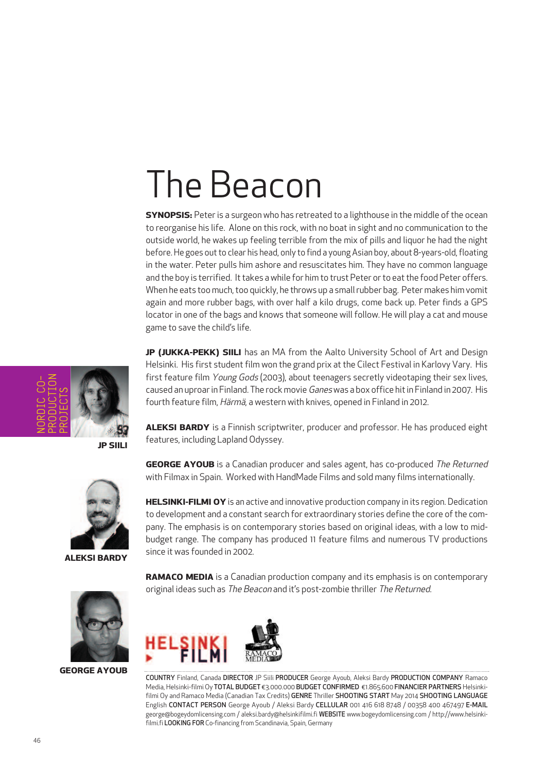# The Beacon

**SYNOPSIS:** Peter is a surgeon who has retreated to a lighthouse in the middle of the ocean to reorganise his life. Alone on this rock, with no boat in sight and no communication to the outside world, he wakes up feeling terrible from the mix of pills and liquor he had the night before. He goes out to clear his head, only to find a young Asian boy, about 8-years-old, floating in the water. Peter pulls him ashore and resuscitates him. They have no common language and the boy is terrified. It takes a while for him to trust Peter or to eat the food Peter offers. When he eats too much, too quickly, he throws up a small rubber bag. Peter makes him vomit again and more rubber bags, with over half a kilo drugs, come back up. Peter finds a GPS locator in one of the bags and knows that someone will follow. He will play a cat and mouse game to save the child's life.

NORDIC CO-PRODUCTION PROJECTS

**JP (JUKKA-PEKK) SIILI** has an MA from the Aalto University School of Art and Design Helsinki. His first student film won the grand prix at the Cilect Festival in Karlovy Vary. His first feature film *Young Gods* (2003), about teenagers secretly videotaping their sex lives, caused an uproar in Finland. The rock movie *Ganes* was a box office hit in Finland in 2007. His fourth feature film, *Härmä*, a western with knives, opened in Finland in 2012.

**JP SIILI**

**ALEKSI BARDY** is a Finnish scriptwriter, producer and professor. He has produced eight features, including Lapland Odyssey.

**ALEKSI BARDY**

**GEORGE AYOUB** is a Canadian producer and sales agent, has co-produced *The Returned* with Filmax in Spain. Worked with HandMade Films and sold many films internationally.

**GEORGE AYOUB**

**HELSINKI-FILMI OY** is an active and innovative production company in its region. Dedication to development and a constant search for extraordinary stories define the core of the company. The emphasis is on contemporary stories based on original ideas, with a low to mid-budget range. The company has produced 11 feature films and numerous TV productions since it was founded in 2002.

**RAMACO MEDIA** is a Canadian production company and its emphasis is on contemporary original ideas such as *The Beacon* and it's post-zombie thriller *The Returned*.

HELSINKI FILMI

RAMACO MEDIA

**COUNTRY** Finland, Canada **DIRECTOR** JP Siili **PRODUCER** George Ayoub, Aleksi Bardy **PRODUCTION COMPANY** Ramaco Media, Helsinki-filmi Oy **TOTAL BUDGET** €3.000.000 **BUDGET CONFIRMED** €1.865.600 **FINANCIER PARTNERS** Helsinki-filmi Oy and Ramaco Media (Canadian Tax Credits) **GENRE** Thriller **SHOOTING START** May 2014 **SHOOTING LANGUAGE** English **CONTACT PERSON** George Ayoub / Aleksi Bardy **CELLULAR** 001 416 618 8748 / 00358 400 467497 **E-MAIL** george@bogeydomlicensing.com / aleksi.bardy@helsinkifilmi.fi **WEBSITE** www.bogeydomlicensing.com / http://www.helsinki-filmi.fi **LOOKING FOR** Co-financing from Scandinavia, Spain, Germany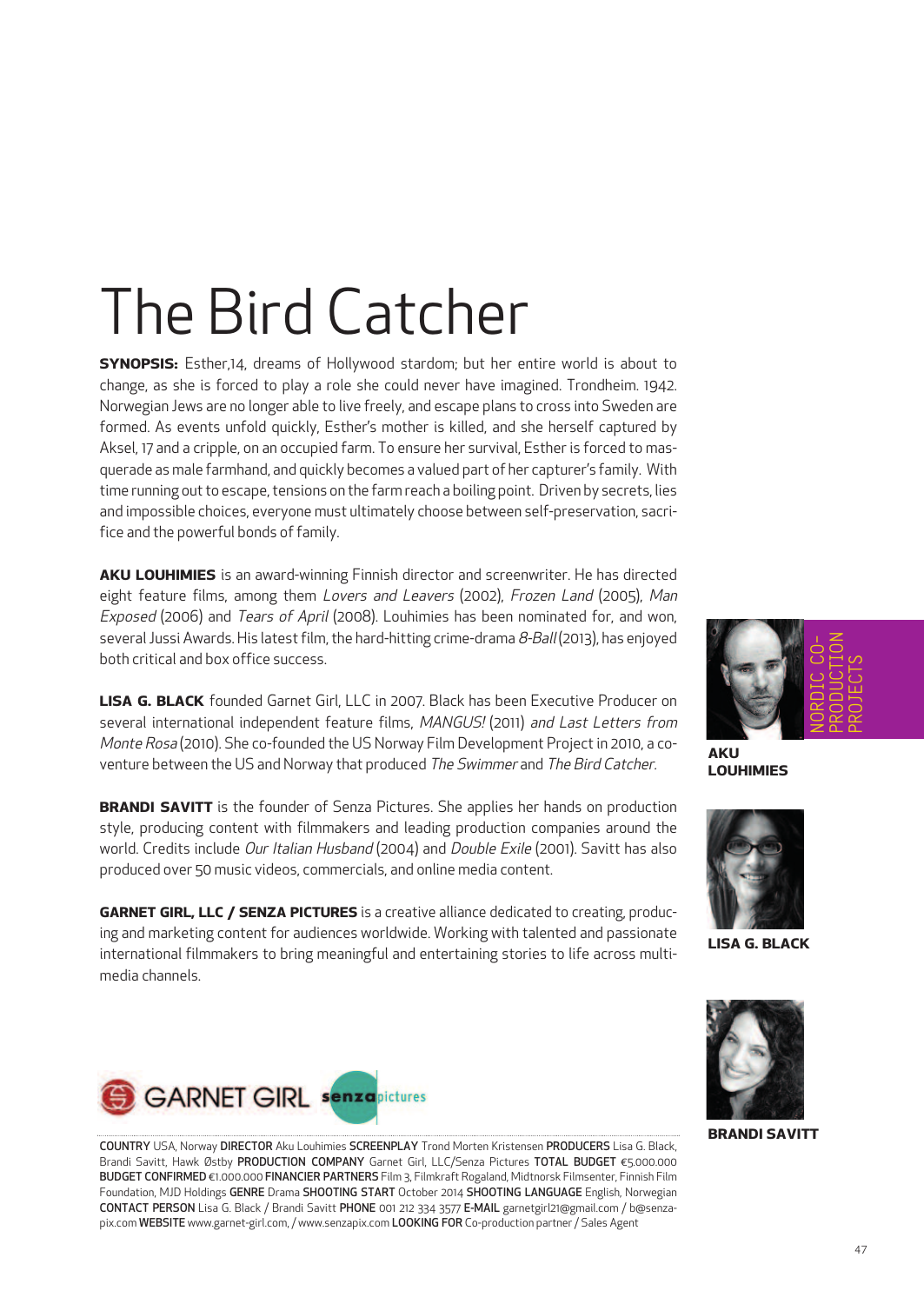# The Bird Catcher

**SYNOPSIS:** Esther,14, dreams of Hollywood stardom; but her entire world is about to change, as she is forced to play a role she could never have imagined. Trondheim. 1942. Norwegian Jews are no longer able to live freely, and escape plans to cross into Sweden are formed. As events unfold quickly, Esther's mother is killed, and she herself captured by Aksel, 17 and a cripple, on an occupied farm. To ensure her survival, Esther is forced to masquerade as male farmhand, and quickly becomes a valued part of her capturer's family. With time running out to escape, tensions on the farm reach a boiling point. Driven by secrets, lies and impossible choices, everyone must ultimately choose between self-preservation, sacrifice and the powerful bonds of family.

**AKU LOUHIMIES** is an award-winning Finnish director and screenwriter. He has directed eight feature films, among them *Lovers and Leavers* (2002), *Frozen Land* (2005), *Man Exposed* (2006) and *Tears of April* (2008). Louhimies has been nominated for, and won, several Jussi Awards. His latest film, the hard-hitting crime-drama *8-Ball* (2013), has enjoyed both critical and box office success.

**LISA G. BLACK** founded Garnet Girl, LLC in 2007. Black has been Executive Producer on several international independent feature films, *MANGUS!* (2011) *and Last Letters from Monte Rosa* (2010). She co-founded the US Norway Film Development Project in 2010, a co-venture between the US and Norway that produced *The Swimmer* and *The Bird Catcher*.

**BRANDI SAVITT** is the founder of Senza Pictures. She applies her hands on production style, producing content with filmmakers and leading production companies around the world. Credits include *Our Italian Husband* (2004) and *Double Exile* (2001). Savitt has also produced over 50 music videos, commercials, and online media content.

**GARNET GIRL, LLC / SENZA PICTURES** is a creative alliance dedicated to creating, producing and marketing content for audiences worldwide. Working with talented and passionate international filmmakers to bring meaningful and entertaining stories to life across multimedia channels.

NORDIC CO-PRODUCTION PROJECTS

**AKU LOUHIMIES**

**LISA G. BLACK**

**BRANDI SAVITT**

GARNET GIRL senzapictures

**COUNTRY** USA, Norway **DIRECTOR** Aku Louhimies **SCREENPLAY** Trond Morten Kristensen **PRODUCERS** Lisa G. Black, Brandi Savitt, Hawk Østby **PRODUCTION COMPANY** Garnet Girl, LLC/Senza Pictures **TOTAL BUDGET** €5.000.000 **BUDGET CONFIRMED** €1.000.000 **FINANCIER PARTNERS** Film 3, Filmkraft Rogaland, Midtnorsk Filmsenter, Finnish Film Foundation, MJD Holdings **GENRE** Drama **SHOOTING START** October 2014 **SHOOTING LANGUAGE** English, Norwegian **CONTACT PERSON** Lisa G. Black / Brandi Savitt **PHONE** 001 212 334 3577 **E-MAIL** garnetgirl21@gmail.com / b@senzapix.com **WEBSITE** www.garnet-girl.com, / www.senzapix.com **LOOKING FOR** Co-production partner / Sales Agent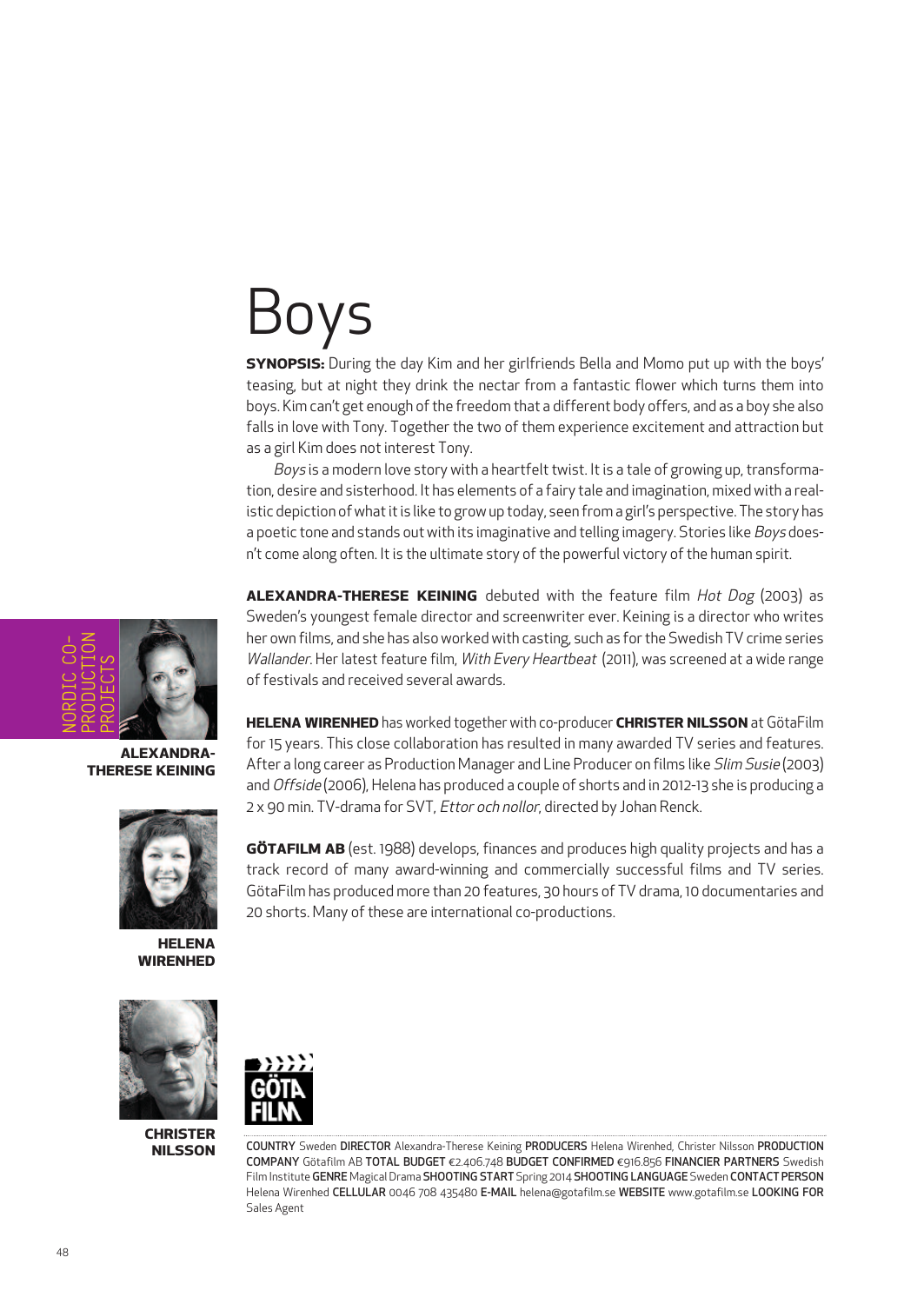# Boys

**SYNOPSIS:** During the day Kim and her girlfriends Bella and Momo put up with the boys' teasing, but at night they drink the nectar from a fantastic flower which turns them into boys. Kim can't get enough of the freedom that a different body offers, and as a boy she also falls in love with Tony. Together the two of them experience excitement and attraction but as a girl Kim does not interest Tony.

*Boys* is a modern love story with a heartfelt twist. It is a tale of growing up, transformation, desire and sisterhood. It has elements of a fairy tale and imagination, mixed with a realistic depiction of what it is like to grow up today, seen from a girl's perspective. The story has a poetic tone and stands out with its imaginative and telling imagery. Stories like *Boys* doesn't come along often. It is the ultimate story of the powerful victory of the human spirit.

NORDIC CO-PRODUCTION PROJECTS

**ALEXANDRA-THERESE KEINING** debuted with the feature film *Hot Dog* (2003) as Sweden's youngest female director and screenwriter ever. Keining is a director who writes her own films, and she has also worked with casting, such as for the Swedish TV crime series *Wallander*. Her latest feature film, *With Every Heartbeat* (2011), was screened at a wide range of festivals and received several awards.

**ALEXANDRA-THERESE KEINING**

**HELENA WIRENHED** has worked together with co-producer **CHRISTER NILSSON** at GötaFilm for 15 years. This close collaboration has resulted in many awarded TV series and features. After a long career as Production Manager and Line Producer on films like *Slim Susie* (2003) and *Offside* (2006), Helena has produced a couple of shorts and in 2012-13 she is producing a 2 x 90 min. TV-drama for SVT, *Ettor och nollor*, directed by Johan Renck.

**HELENA WIRENHED**

**GÖTAFILM AB** (est. 1988) develops, finances and produces high quality projects and has a track record of many award-winning and commercially successful films and TV series. GötaFilm has produced more than 20 features, 30 hours of TV drama, 10 documentaries and 20 shorts. Many of these are international co-productions.

**CHRISTER NILSSON**

**COUNTRY** Sweden **DIRECTOR** Alexandra-Therese Keining **PRODUCERS** Helena Wirenhed, Christer Nilsson **PRODUCTION COMPANY** Götafilm AB **TOTAL BUDGET** €2.406.748 **BUDGET CONFIRMED** €916.856 **FINANCIER PARTNERS** Swedish Film Institute **GENRE** Magical Drama **SHOOTING START** Spring 2014 **SHOOTING LANGUAGE** Sweden **CONTACT PERSON** Helena Wirenhed **CELLULAR** 0046 708 435480 **E-MAIL** helena@gotafilm.se **WEBSITE** www.gotafilm.se **LOOKING FOR** Sales Agent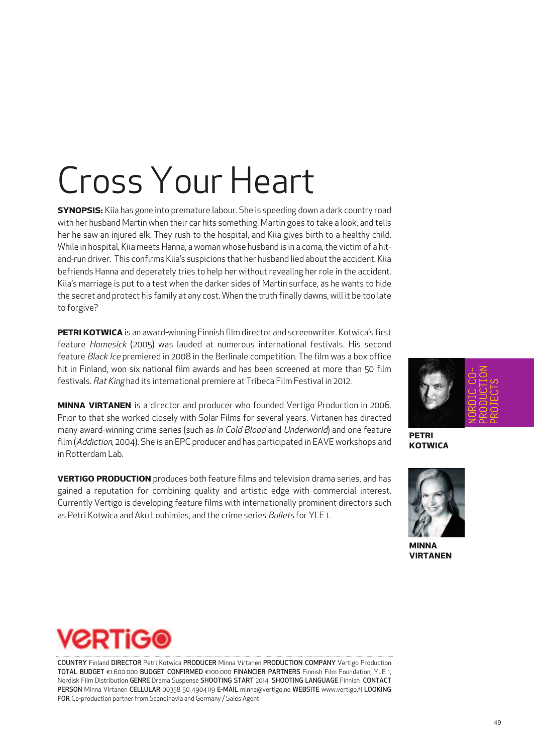# Cross Your Heart

**SYNOPSIS:** Kiia has gone into premature labour. She is speeding down a dark country road with her husband Martin when their car hits something. Martin goes to take a look, and tells her he saw an injured elk. They rush to the hospital, and Kiia gives birth to a healthy child. While in hospital, Kiia meets Hanna, a woman whose husband is in a coma, the victim of a hit-and-run driver. This confirms Kiia's suspicions that her husband lied about the accident. Kiia befriends Hanna and deperately tries to help her without revealing her role in the accident. Kiia's marriage is put to a test when the darker sides of Martin surface, as he wants to hide the secret and protect his family at any cost. When the truth finally dawns, will it be too late to forgive?

**PETRI KOTWICA** is an award-winning Finnish film director and screenwriter. Kotwica's first feature *Homesick* (2005) was lauded at numerous international festivals. His second feature *Black Ice* premiered in 2008 in the Berlinale competition. The film was a box office hit in Finland, won six national film awards and has been screened at more than 50 film festivals. *Rat King* had its international premiere at Tribeca Film Festival in 2012.

**MINNA VIRTANEN** is a director and producer who founded Vertigo Production in 2006. Prior to that she worked closely with Solar Films for several years. Virtanen has directed many award-winning crime series (such as *In Cold Blood* and *Underworld*) and one feature film (*Addiction*, 2004). She is an EPC producer and has participated in EAVE workshops and in Rotterdam Lab.

**VERTIGO PRODUCTION** produces both feature films and television drama series, and has gained a reputation for combining quality and artistic edge with commercial interest. Currently Vertigo is developing feature films with internationally prominent directors such as Petri Kotwica and Aku Louhimies, and the crime series *Bullets* for YLE 1.

NORDIC CO-PRODUCTION PROJECTS

**PETRI KOTWICA**

**MINNA VIRTANEN**

VERTIGO

COUNTRY Finland DIRECTOR Petri Kotwica PRODUCER Minna Virtanen PRODUCTION COMPANY Vertigo Production TOTAL BUDGET €1.600.000 BUDGET CONFIRMED €100.000 FINANCIER PARTNERS Finnish Film Foundation, YLE 1, Nordisk Film Distribution GENRE Drama Suspense SHOOTING START 2014 SHOOTING LANGUAGE Finnish CONTACT PERSON Minna Virtanen CELLULAR 00358 50 4904119 E-MAIL minna@vertigo.no WEBSITE www.vertigo.fi LOOKING FOR Co-production partner from Scandinavia and Germany / Sales Agent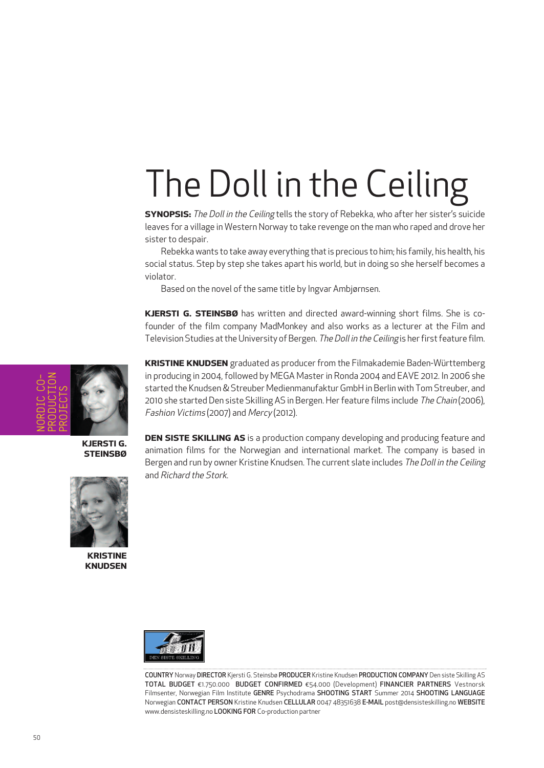# The Doll in the Ceiling

**SYNOPSIS:** *The Doll in the Ceiling* tells the story of Rebekka, who after her sister's suicide leaves for a village in Western Norway to take revenge on the man who raped and drove her sister to despair.

Rebekka wants to take away everything that is precious to him; his family, his health, his social status. Step by step she takes apart his world, but in doing so she herself becomes a violator.

Based on the novel of the same title by Ingvar Ambjørnsen.

**KJERSTI G. STEINSBØ** has written and directed award-winning short films. She is co-founder of the film company MadMonkey and also works as a lecturer at the Film and Television Studies at the University of Bergen. *The Doll in the Ceiling* is her first feature film.

**KRISTINE KNUDSEN** graduated as producer from the Filmakademie Baden-Württemberg in producing in 2004, followed by MEGA Master in Ronda 2004 and EAVE 2012. In 2006 she started the Knudsen & Streuber Medienmanufaktur GmbH in Berlin with Tom Streuber, and 2010 she started Den siste Skilling AS in Bergen. Her feature films include *The Chain* (2006), *Fashion Victims* (2007) and *Mercy* (2012).

**DEN SISTE SKILLING AS** is a production company developing and producing feature and animation films for the Norwegian and international market. The company is based in Bergen and run by owner Kristine Knudsen. The current slate includes *The Doll in the Ceiling* and *Richard the Stork*.

NORDIC CO-PRODUCTION PROJECTS

**KJERSTI G. STEINSBØ**

**KRISTINE KNUDSEN**

DEN SISTE SKILLING

COUNTRY Norway DIRECTOR Kjersti G. Steinsbø PRODUCER Kristine Knudsen PRODUCTION COMPANY Den siste Skilling AS TOTAL BUDGET €1.750.000 BUDGET CONFIRMED €54.000 (Development) FINANCIER PARTNERS Vestnorsk Filmsenter, Norwegian Film Institute GENRE Psychodrama SHOOTING START Summer 2014 SHOOTING LANGUAGE Norwegian CONTACT PERSON Kristine Knudsen CELLULAR 0047 48351638 E-MAIL post@densisteskilling.no WEBSITE www.densisteskilling.no LOOKING FOR Co-production partner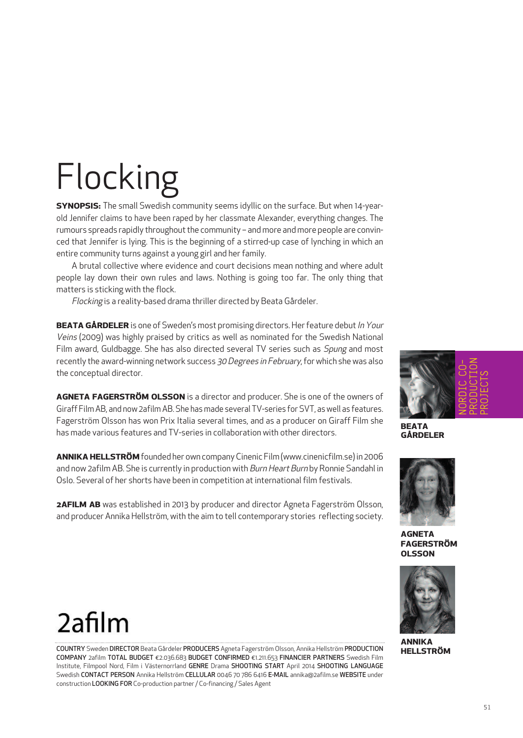# Flocking

**SYNOPSIS:** The small Swedish community seems idyllic on the surface. But when 14-year-old Jennifer claims to have been raped by her classmate Alexander, everything changes. The rumours spreads rapidly throughout the community – and more and more people are convinced that Jennifer is lying. This is the beginning of a stirred-up case of lynching in which an entire community turns against a young girl and her family.

A brutal collective where evidence and court decisions mean nothing and where adult people lay down their own rules and laws. Nothing is going too far. The only thing that matters is sticking with the flock.

*Flocking* is a reality-based drama thriller directed by Beata Gårdeler.

**BEATA GÅRDELER** is one of Sweden's most promising directors. Her feature debut *In Your Veins* (2009) was highly praised by critics as well as nominated for the Swedish National Film award, Guldbagge. She has also directed several TV series such as *Spung* and most recently the award-winning network success *30 Degrees in February*, for which she was also the conceptual director.

**AGNETA FAGERSTRÖM OLSSON** is a director and producer. She is one of the owners of Giraff Film AB, and now 2afilm AB. She has made several TV-series for SVT, as well as features. Fagerström Olsson has won Prix Italia several times, and as a producer on Giraff Film she has made various features and TV-series in collaboration with other directors.

**ANNIKA HELLSTRÖM** founded her own company Cinenic Film (www.cinenicfilm.se) in 2006 and now 2afilm AB. She is currently in production with *Burn Heart Burn* by Ronnie Sandahl in Oslo. Several of her shorts have been in competition at international film festivals.

**2AFILM AB** was established in 2013 by producer and director Agneta Fagerström Olsson, and producer Annika Hellström, with the aim to tell contemporary stories reflecting society.

NORDIC CO-PRODUCTION PROJECTS

**BEATA GÅRDELER**

**AGNETA FAGERSTRÖM OLSSON**

**ANNIKA HELLSTRÖM**

2afilm

**COUNTRY** Sweden **DIRECTOR** Beata Gårdeler **PRODUCERS** Agneta Fagerström Olsson, Annika Hellström **PRODUCTION COMPANY** 2afilm **TOTAL BUDGET** €2.036.683 **BUDGET CONFIRMED** €1.211.653 **FINANCIER PARTNERS** Swedish Film Institute, Filmpool Nord, Film i Västernorrland **GENRE** Drama **SHOOTING START** April 2014 **SHOOTING LANGUAGE** Swedish **CONTACT PERSON** Annika Hellström **CELLULAR** 0046 70 786 6416 **E-MAIL** annika@2afilm.se **WEBSITE** under construction **LOOKING FOR** Co-production partner / Co-financing / Sales Agent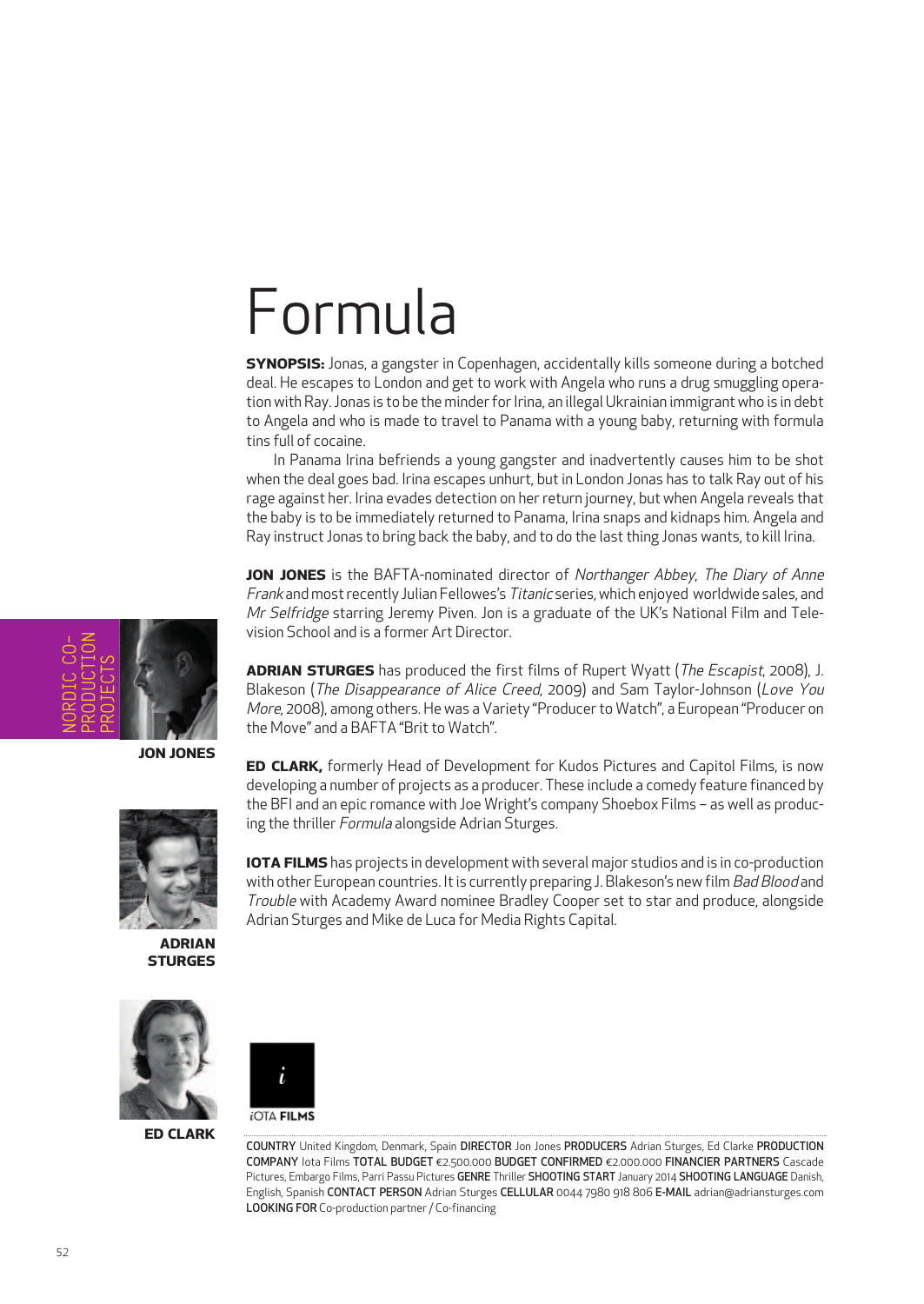# Formula

**SYNOPSIS:** Jonas, a gangster in Copenhagen, accidentally kills someone during a botched deal. He escapes to London and get to work with Angela who runs a drug smuggling operation with Ray. Jonas is to be the minder for Irina, an illegal Ukrainian immigrant who is in debt to Angela and who is made to travel to Panama with a young baby, returning with formula tins full of cocaine.

In Panama Irina befriends a young gangster and inadvertently causes him to be shot when the deal goes bad. Irina escapes unhurt, but in London Jonas has to talk Ray out of his rage against her. Irina evades detection on her return journey, but when Angela reveals that the baby is to be immediately returned to Panama, Irina snaps and kidnaps him. Angela and Ray instruct Jonas to bring back the baby, and to do the last thing Jonas wants, to kill Irina.

**JON JONES** is the BAFTA-nominated director of *Northanger Abbey*, *The Diary of Anne Frank* and most recently Julian Fellowes's *Titanic* series, which enjoyed worldwide sales, and *Mr Selfridge* starring Jeremy Piven. Jon is a graduate of the UK's National Film and Television School and is a former Art Director.

**ADRIAN STURGES** has produced the first films of Rupert Wyatt (*The Escapist*, 2008), J. Blakeson (*The Disappearance of Alice Creed*, 2009) and Sam Taylor-Johnson (*Love You More*, 2008), among others. He was a Variety "Producer to Watch", a European "Producer on the Move" and a BAFTA "Brit to Watch".

**ED CLARK,** formerly Head of Development for Kudos Pictures and Capitol Films, is now developing a number of projects as a producer. These include a comedy feature financed by the BFI and an epic romance with Joe Wright's company Shoebox Films – as well as producing the thriller *Formula* alongside Adrian Sturges.

**IOTA FILMS** has projects in development with several major studios and is in co-production with other European countries. It is currently preparing J. Blakeson's new film *Bad Blood* and *Trouble* with Academy Award nominee Bradley Cooper set to star and produce, alongside Adrian Sturges and Mike de Luca for Media Rights Capital.

**JON JONES**

**ADRIAN STURGES**

**ED CLARK**

iOTA FILMS

**COUNTRY** United Kingdom, Denmark, Spain **DIRECTOR** Jon Jones **PRODUCERS** Adrian Sturges, Ed Clarke **PRODUCTION COMPANY** Iota Films **TOTAL BUDGET** €2.500.000 **BUDGET CONFIRMED** €2.000.000 **FINANCIER PARTNERS** Cascade Pictures, Embargo Films, Parri Passu Pictures **GENRE** Thriller **SHOOTING START** January 2014 **SHOOTING LANGUAGE** Danish, English, Spanish **CONTACT PERSON** Adrian Sturges **CELLULAR** 0044 7980 918 806 **E-MAIL** adrian@adriansturges.com **LOOKING FOR** Co-production partner / Co-financing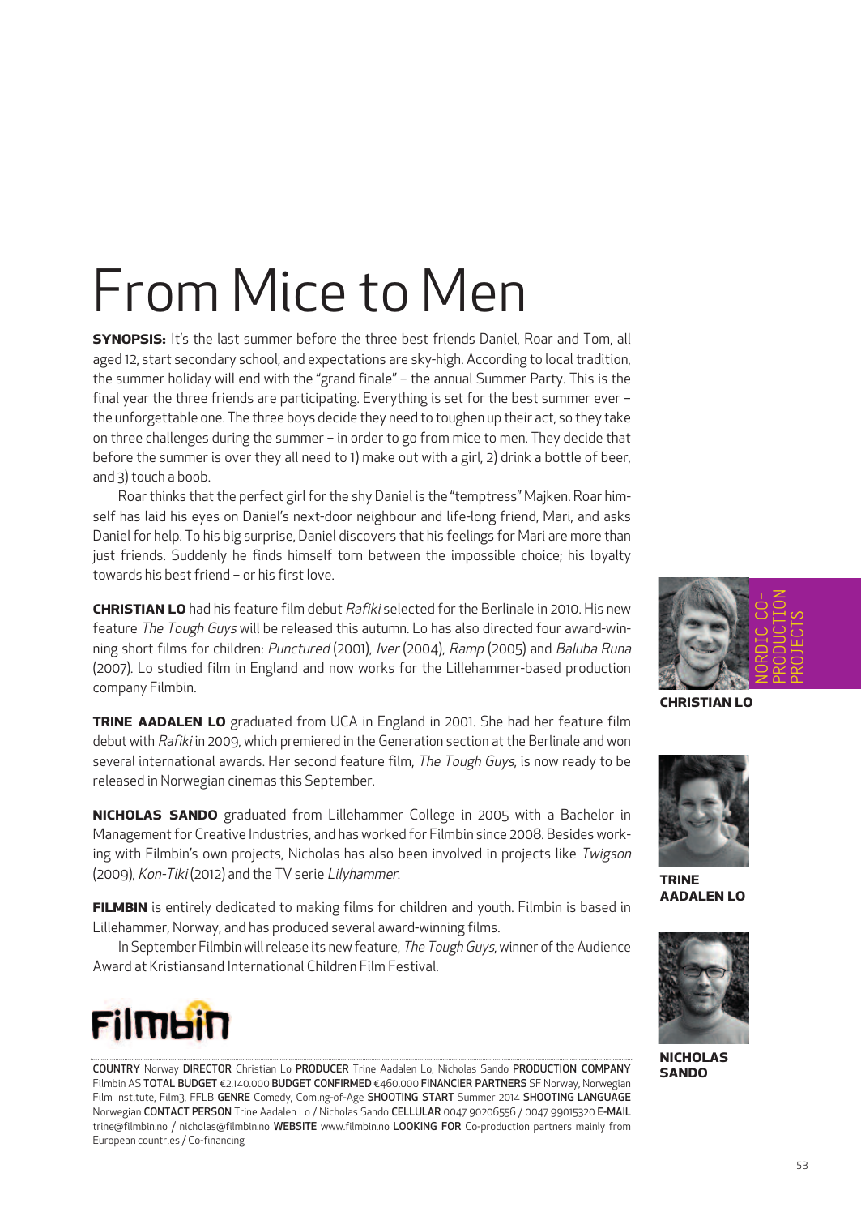# From Mice to Men

**SYNOPSIS:** It's the last summer before the three best friends Daniel, Roar and Tom, all aged 12, start secondary school, and expectations are sky-high. According to local tradition, the summer holiday will end with the "grand finale" – the annual Summer Party. This is the final year the three friends are participating. Everything is set for the best summer ever – the unforgettable one. The three boys decide they need to toughen up their act, so they take on three challenges during the summer – in order to go from mice to men. They decide that before the summer is over they all need to 1) make out with a girl, 2) drink a bottle of beer, and 3) touch a boob.

Roar thinks that the perfect girl for the shy Daniel is the "temptress" Majken. Roar himself has laid his eyes on Daniel's next-door neighbour and life-long friend, Mari, and asks Daniel for help. To his big surprise, Daniel discovers that his feelings for Mari are more than just friends. Suddenly he finds himself torn between the impossible choice; his loyalty towards his best friend – or his first love.

**CHRISTIAN LO** had his feature film debut *Rafiki* selected for the Berlinale in 2010. His new feature *The Tough Guys* will be released this autumn. Lo has also directed four award-winning short films for children: *Punctured* (2001), *Iver* (2004), *Ramp* (2005) and *Baluba Runa* (2007). Lo studied film in England and now works for the Lillehammer-based production company Filmbin.

**TRINE AADALEN LO** graduated from UCA in England in 2001. She had her feature film debut with *Rafiki* in 2009, which premiered in the Generation section at the Berlinale and won several international awards. Her second feature film, *The Tough Guys*, is now ready to be released in Norwegian cinemas this September.

**NICHOLAS SANDO** graduated from Lillehammer College in 2005 with a Bachelor in Management for Creative Industries, and has worked for Filmbin since 2008. Besides working with Filmbin's own projects, Nicholas has also been involved in projects like *Twigson* (2009), *Kon-Tiki* (2012) and the TV serie *Lilyhammer.*

**FILMBIN** is entirely dedicated to making films for children and youth. Filmbin is based in Lillehammer, Norway, and has produced several award-winning films.

In September Filmbin will release its new feature, *The Tough Guys*, winner of the Audience Award at Kristiansand International Children Film Festival.

NORDIC CO-PRODUCTION PROJECTS

**CHRISTIAN LO**

**TRINE AADALEN LO**

**NICHOLAS SANDO**

Filmbin

**COUNTRY** Norway **DIRECTOR** Christian Lo **PRODUCER** Trine Aadalen Lo, Nicholas Sando **PRODUCTION COMPANY** Filmbin AS **TOTAL BUDGET** €2.140.000 **BUDGET CONFIRMED** €460.000 **FINANCIER PARTNERS** SF Norway, Norwegian Film Institute, Film3, FFLB **GENRE** Comedy, Coming-of-Age **SHOOTING START** Summer 2014 **SHOOTING LANGUAGE** Norwegian **CONTACT PERSON** Trine Aadalen Lo / Nicholas Sando **CELLULAR** 0047 90206556 / 0047 99015320 **E-MAIL** trine@filmbin.no / nicholas@filmbin.no **WEBSITE** www.filmbin.no **LOOKING FOR** Co-production partners mainly from European countries / Co-financing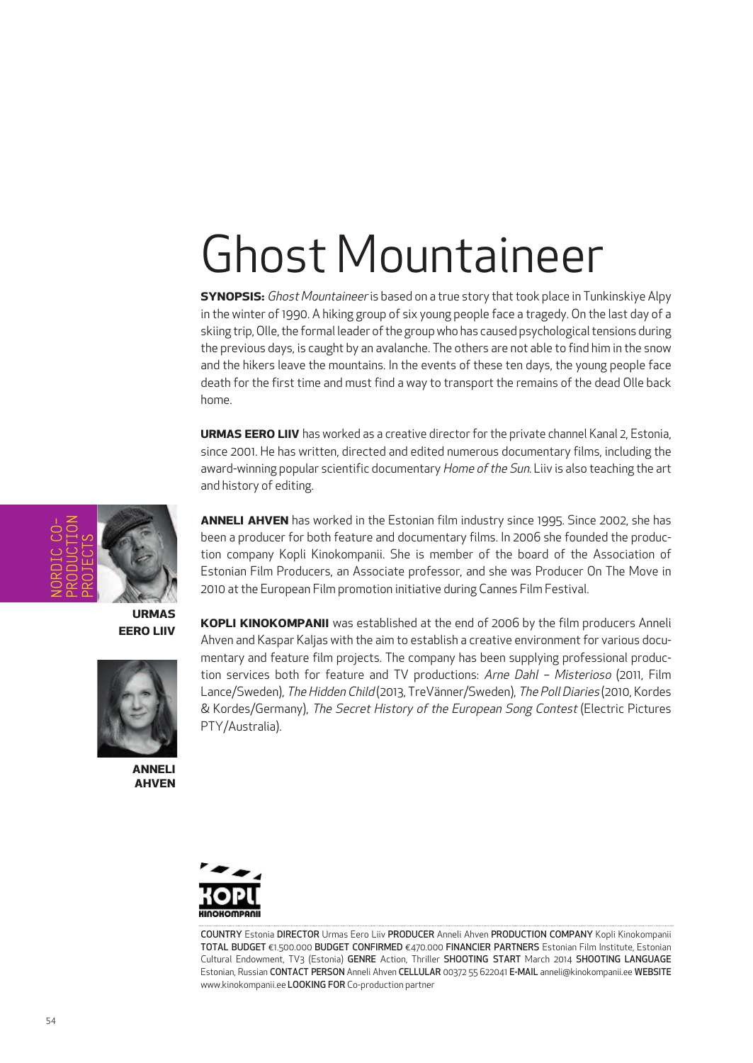# Ghost Mountaineer

**SYNOPSIS:** *Ghost Mountaineer* is based on a true story that took place in Tunkinskiye Alpy in the winter of 1990. A hiking group of six young people face a tragedy. On the last day of a skiing trip, Olle, the formal leader of the group who has caused psychological tensions during the previous days, is caught by an avalanche. The others are not able to find him in the snow and the hikers leave the mountains. In the events of these ten days, the young people face death for the first time and must find a way to transport the remains of the dead Olle back home.

**URMAS EERO LIIV** has worked as a creative director for the private channel Kanal 2, Estonia, since 2001. He has written, directed and edited numerous documentary films, including the award-winning popular scientific documentary *Home of the Sun*. Liiv is also teaching the art and history of editing.

NORDIC CO-PRODUCTION PROJECTS

**URMAS EERO LIIV**

**ANNELI AHVEN**

**ANNELI AHVEN** has worked in the Estonian film industry since 1995. Since 2002, she has been a producer for both feature and documentary films. In 2006 she founded the production company Kopli Kinokompanii. She is member of the board of the Association of Estonian Film Producers, an Associate professor, and she was Producer On The Move in 2010 at the European Film promotion initiative during Cannes Film Festival.

**KOPLI KINOKOMPANII** was established at the end of 2006 by the film producers Anneli Ahven and Kaspar Kaljas with the aim to establish a creative environment for various documentary and feature film projects. The company has been supplying professional production services both for feature and TV productions: *Arne Dahl – Misterioso* (2011, Film Lance/Sweden), *The Hidden Child* (2013, TreVänner/Sweden), *The Poll Diaries* (2010, Kordes & Kordes/Germany), *The Secret History of the European Song Contest* (Electric Pictures PTY/Australia).

KOPLI KINOKOMPANII

**COUNTRY** Estonia **DIRECTOR** Urmas Eero Liiv **PRODUCER** Anneli Ahven **PRODUCTION COMPANY** Kopli Kinokompanii **TOTAL BUDGET** €1.500.000 **BUDGET CONFIRMED** €470.000 **FINANCIER PARTNERS** Estonian Film Institute, Estonian Cultural Endowment, TV3 (Estonia) **GENRE** Action, Thriller **SHOOTING START** March 2014 **SHOOTING LANGUAGE** Estonian, Russian **CONTACT PERSON** Anneli Ahven **CELLULAR** 00372 55 622041 **E-MAIL** anneli@kinokompanii.ee **WEBSITE** www.kinokompanii.ee **LOOKING FOR** Co-production partner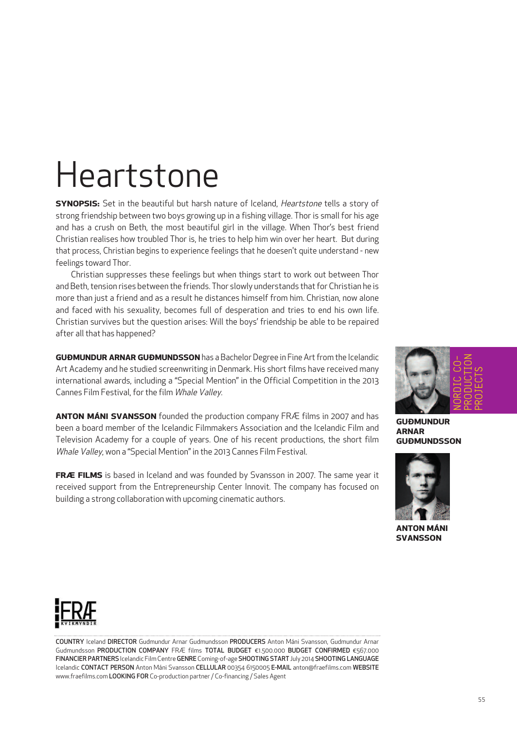# Heartstone

**SYNOPSIS:** Set in the beautiful but harsh nature of Iceland, *Heartstone* tells a story of strong friendship between two boys growing up in a fishing village. Thor is small for his age and has a crush on Beth, the most beautiful girl in the village. When Thor's best friend Christian realises how troubled Thor is, he tries to help him win over her heart. But during that process, Christian begins to experience feelings that he doesen't quite understand - new feelings toward Thor.

Christian suppresses these feelings but when things start to work out between Thor and Beth, tension rises between the friends. Thor slowly understands that for Christian he is more than just a friend and as a result he distances himself from him. Christian, now alone and faced with his sexuality, becomes full of desperation and tries to end his own life. Christian survives but the question arises: Will the boys' friendship be able to be repaired after all that has happened?

**GUÐMUNDUR ARNAR GUÐMUNDSSON** has a Bachelor Degree in Fine Art from the Icelandic Art Academy and he studied screenwriting in Denmark. His short films have received many international awards, including a "Special Mention" in the Official Competition in the 2013 Cannes Film Festival, for the film *Whale Valley*.

**ANTON MÁNI SVANSSON** founded the production company FRÆ films in 2007 and has been a board member of the Icelandic Filmmakers Association and the Icelandic Film and Television Academy for a couple of years. One of his recent productions, the short film *Whale Valley*, won a "Special Mention" in the 2013 Cannes Film Festival.

**FRÆ FILMS** is based in Iceland and was founded by Svansson in 2007. The same year it received support from the Entrepreneurship Center Innovit. The company has focused on building a strong collaboration with upcoming cinematic authors.

NORDIC CO-PRODUCTION PROJECTS

**GUÐMUNDUR ARNAR GUÐMUNDSSON**

**ANTON MÁNI SVANSSON**

FRÆ KVIKMYNDIR

**COUNTRY** Iceland **DIRECTOR** Gudmundur Arnar Gudmundsson **PRODUCERS** Anton Máni Svansson, Gudmundur Arnar Gudmundsson **PRODUCTION COMPANY** FRÆ films **TOTAL BUDGET** €1.500.000 **BUDGET CONFIRMED** €567.000 **FINANCIER PARTNERS** Icelandic Film Centre **GENRE** Coming-of-age **SHOOTING START** July 2014 **SHOOTING LANGUAGE** Icelandic **CONTACT PERSON** Anton Máni Svansson **CELLULAR** 00354 6150005 **E-MAIL** anton@fraefilms.com **WEBSITE** www.fraefilms.com **LOOKING FOR** Co-production partner / Co-financing / Sales Agent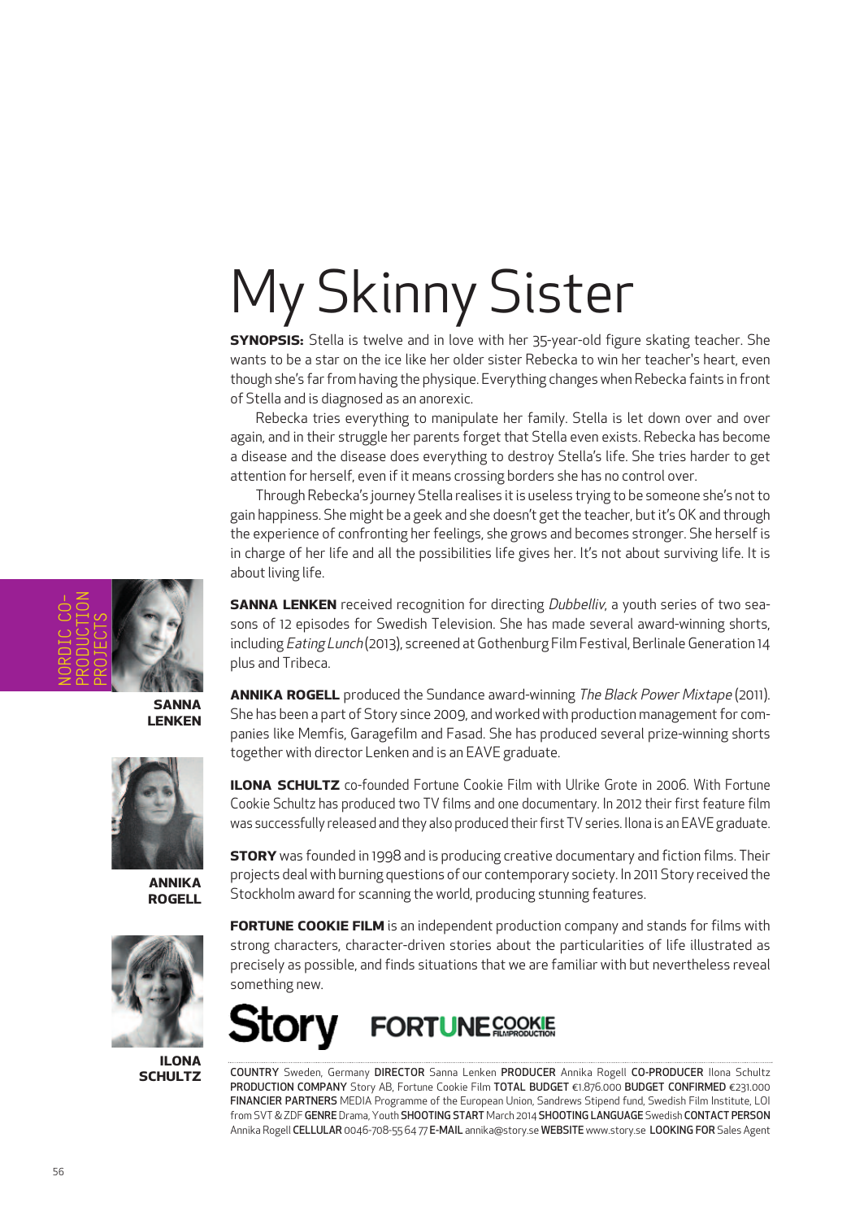# My Skinny Sister

**SYNOPSIS:** Stella is twelve and in love with her 35-year-old figure skating teacher. She wants to be a star on the ice like her older sister Rebecka to win her teacher's heart, even though she's far from having the physique. Everything changes when Rebecka faints in front of Stella and is diagnosed as an anorexic.

Rebecka tries everything to manipulate her family. Stella is let down over and over again, and in their struggle her parents forget that Stella even exists. Rebecka has become a disease and the disease does everything to destroy Stella's life. She tries harder to get attention for herself, even if it means crossing borders she has no control over.

Through Rebecka's journey Stella realises it is useless trying to be someone she's not to gain happiness. She might be a geek and she doesn't get the teacher, but it's OK and through the experience of confronting her feelings, she grows and becomes stronger. She herself is in charge of her life and all the possibilities life gives her. It's not about surviving life. It is about living life.

NORDIC CO-PRODUCTION PROJECTS

**SANNA LENKEN**

**ANNIKA ROGELL**

**ILONA SCHULTZ**

**SANNA LENKEN** received recognition for directing *Dubbelliv*, a youth series of two seasons of 12 episodes for Swedish Television. She has made several award-winning shorts, including *Eating Lunch* (2013), screened at Gothenburg Film Festival, Berlinale Generation 14 plus and Tribeca.

**ANNIKA ROGELL** produced the Sundance award-winning *The Black Power Mixtape* (2011). She has been a part of Story since 2009, and worked with production management for companies like Memfis, Garagefilm and Fasad. She has produced several prize-winning shorts together with director Lenken and is an EAVE graduate.

**ILONA SCHULTZ** co-founded Fortune Cookie Film with Ulrike Grote in 2006. With Fortune Cookie Schultz has produced two TV films and one documentary. In 2012 their first feature film was successfully released and they also produced their first TV series. Ilona is an EAVE graduate.

**STORY** was founded in 1998 and is producing creative documentary and fiction films. Their projects deal with burning questions of our contemporary society. In 2011 Story received the Stockholm award for scanning the world, producing stunning features.

**FORTUNE COOKIE FILM** is an independent production company and stands for films with strong characters, character-driven stories about the particularities of life illustrated as precisely as possible, and finds situations that we are familiar with but nevertheless reveal something new.

Story FORTUNE COOKIE FILMPRODUCTION

**COUNTRY** Sweden, Germany **DIRECTOR** Sanna Lenken **PRODUCER** Annika Rogell **CO-PRODUCER** Ilona Schultz **PRODUCTION COMPANY** Story AB, Fortune Cookie Film **TOTAL BUDGET** €1.876.000 **BUDGET CONFIRMED** €231.000 **FINANCIER PARTNERS** MEDIA Programme of the European Union, Sandrews Stipend fund, Swedish Film Institute, LOI from SVT & ZDF **GENRE** Drama, Youth **SHOOTING START** March 2014 **SHOOTING LANGUAGE** Swedish **CONTACT PERSON** Annika Rogell **CELLULAR** 0046-708-55 64 77 **E-MAIL** annika@story.se **WEBSITE** www.story.se **LOOKING FOR** Sales Agent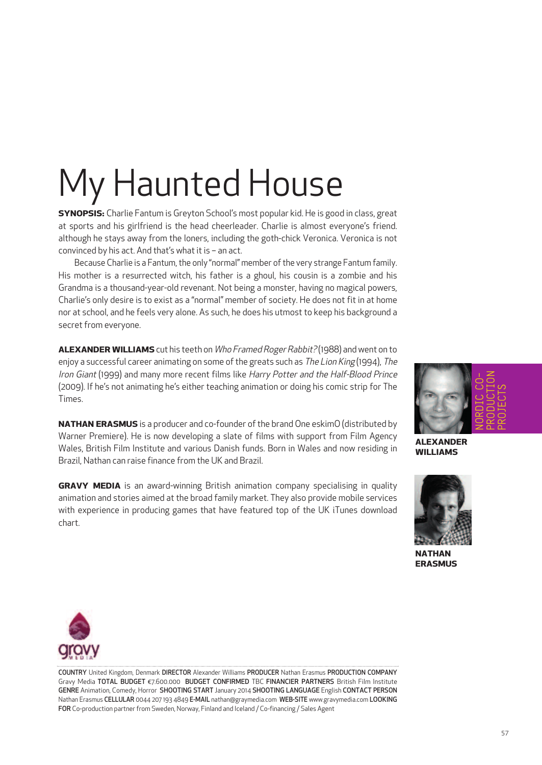# My Haunted House

**SYNOPSIS:** Charlie Fantum is Greyton School's most popular kid. He is good in class, great at sports and his girlfriend is the head cheerleader. Charlie is almost everyone's friend. although he stays away from the loners, including the goth-chick Veronica. Veronica is not convinced by his act. And that's what it is – an act.

Because Charlie is a Fantum, the only "normal" member of the very strange Fantum family. His mother is a resurrected witch, his father is a ghoul, his cousin is a zombie and his Grandma is a thousand-year-old revenant. Not being a monster, having no magical powers, Charlie's only desire is to exist as a "normal" member of society. He does not fit in at home nor at school, and he feels very alone. As such, he does his utmost to keep his background a secret from everyone.

**ALEXANDER WILLIAMS** cut his teeth on *Who Framed Roger Rabbit?* (1988) and went on to enjoy a successful career animating on some of the greats such as *The Lion King* (1994), *The Iron Giant* (1999) and many more recent films like *Harry Potter and the Half-Blood Prince* (2009). If he's not animating he's either teaching animation or doing his comic strip for The Times.

**NATHAN ERASMUS** is a producer and co-founder of the brand One eskimO (distributed by Warner Premiere). He is now developing a slate of films with support from Film Agency Wales, British Film Institute and various Danish funds. Born in Wales and now residing in Brazil, Nathan can raise finance from the UK and Brazil.

**GRAVY MEDIA** is an award-winning British animation company specialising in quality animation and stories aimed at the broad family market. They also provide mobile services with experience in producing games that have featured top of the UK iTunes download chart.

NORDIC CO-PRODUCTION PROJECTS

**ALEXANDER WILLIAMS**

**NATHAN ERASMUS**

**COUNTRY** United Kingdom, Denmark **DIRECTOR** Alexander Williams **PRODUCER** Nathan Erasmus **PRODUCTION COMPANY** Gravy Media **TOTAL BUDGET** €7.600.000 **BUDGET CONFIRMED** TBC **FINANCIER PARTNERS** British Film Institute **GENRE** Animation, Comedy, Horror **SHOOTING START** January 2014 **SHOOTING LANGUAGE** English **CONTACT PERSON** Nathan Erasmus **CELLULAR** 0044 207 193 4849 **E-MAIL** nathan@graymedia.com **WEB-SITE** www.gravymedia.com **LOOKING FOR** Co-production partner from Sweden, Norway, Finland and Iceland / Co-financing / Sales Agent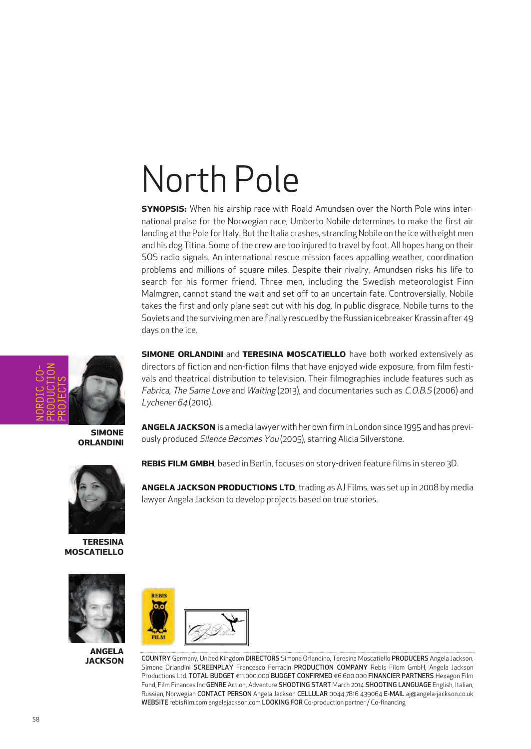# North Pole

**SYNOPSIS:** When his airship race with Roald Amundsen over the North Pole wins international praise for the Norwegian race, Umberto Nobile determines to make the first air landing at the Pole for Italy. But the Italia crashes, stranding Nobile on the ice with eight men and his dog Titina. Some of the crew are too injured to travel by foot. All hopes hang on their SOS radio signals. An international rescue mission faces appalling weather, coordination problems and millions of square miles. Despite their rivalry, Amundsen risks his life to search for his former friend. Three men, including the Swedish meteorologist Finn Malmgren, cannot stand the wait and set off to an uncertain fate. Controversially, Nobile takes the first and only plane seat out with his dog. In public disgrace, Nobile turns to the Soviets and the surviving men are finally rescued by the Russian icebreaker Krassin after 49 days on the ice.

NORDIC CO-PRODUCTION PROJECTS

**SIMONE ORLANDINI**

**TERESINA MOSCATIELLO**

**ANGELA JACKSON**

**SIMONE ORLANDINI** and **TERESINA MOSCATIELLO** have both worked extensively as directors of fiction and non-fiction films that have enjoyed wide exposure, from film festivals and theatrical distribution to television. Their filmographies include features such as *Fabrica, The Same Love* and *Waiting* (2013), and documentaries such as *C.O.B.S* (2006) and *Lychener 64* (2010).

**ANGELA JACKSON** is a media lawyer with her own firm in London since 1995 and has previously produced *Silence Becomes You* (2005), starring Alicia Silverstone.

**REBIS FILM GMBH**, based in Berlin, focuses on story-driven feature films in stereo 3D.

**ANGELA JACKSON PRODUCTIONS LTD**, trading as AJ Films, was set up in 2008 by media lawyer Angela Jackson to develop projects based on true stories.

**COUNTRY** Germany, United Kingdom **DIRECTORS** Simone Orlandino, Teresina Moscatiello **PRODUCERS** Angela Jackson, Simone Orlandini **SCREENPLAY** Francesco Ferracin **PRODUCTION COMPANY** Rebis Filom GmbH, Angela Jackson Productions Ltd. **TOTAL BUDGET** €11.000.000 **BUDGET CONFIRMED** €6.600.000 **FINANCIER PARTNERS** Hexagon Film Fund, Film Finances Inc **GENRE** Action, Adventure **SHOOTING START** March 2014 **SHOOTING LANGUAGE** English, Italian, Russian, Norwegian **CONTACT PERSON** Angela Jackson **CELLULAR** 0044 7816 439064 **E-MAIL** aj@angela-jackson.co.uk **WEBSITE** rebisfilm.com angelajackson.com **LOOKING FOR** Co-production partner / Co-financing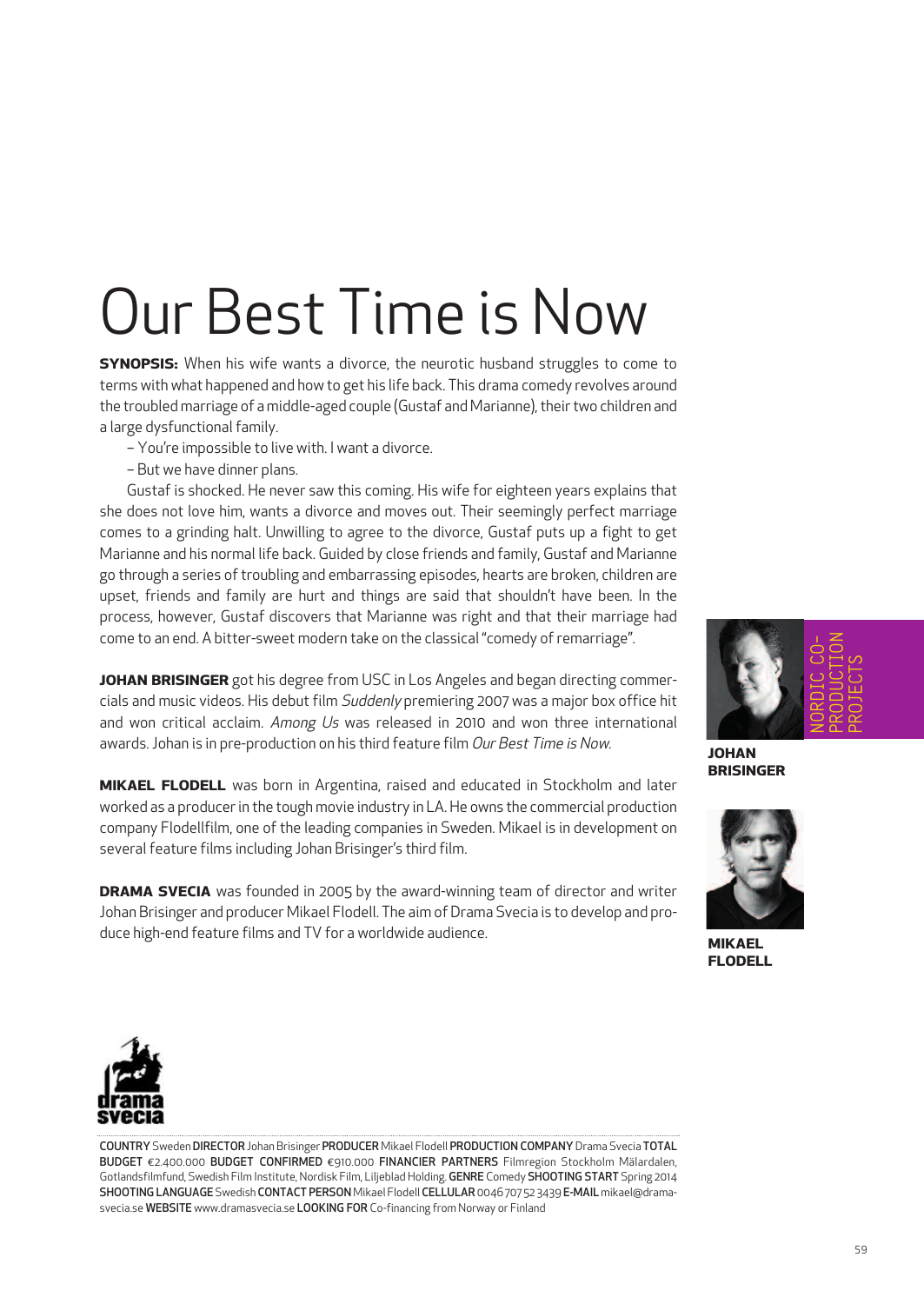# Our Best Time is Now

**SYNOPSIS:** When his wife wants a divorce, the neurotic husband struggles to come to terms with what happened and how to get his life back. This drama comedy revolves around the troubled marriage of a middle-aged couple (Gustaf and Marianne), their two children and a large dysfunctional family.

– You're impossible to live with. I want a divorce.

– But we have dinner plans.

Gustaf is shocked. He never saw this coming. His wife for eighteen years explains that she does not love him, wants a divorce and moves out. Their seemingly perfect marriage comes to a grinding halt. Unwilling to agree to the divorce, Gustaf puts up a fight to get Marianne and his normal life back. Guided by close friends and family, Gustaf and Marianne go through a series of troubling and embarrassing episodes, hearts are broken, children are upset, friends and family are hurt and things are said that shouldn't have been. In the process, however, Gustaf discovers that Marianne was right and that their marriage had come to an end. A bitter-sweet modern take on the classical "comedy of remarriage".

**JOHAN BRISINGER** got his degree from USC in Los Angeles and began directing commercials and music videos. His debut film *Suddenly* premiering 2007 was a major box office hit and won critical acclaim. *Among Us* was released in 2010 and won three international awards. Johan is in pre-production on his third feature film *Our Best Time is Now*.

**MIKAEL FLODELL** was born in Argentina, raised and educated in Stockholm and later worked as a producer in the tough movie industry in LA. He owns the commercial production company Flodellfilm, one of the leading companies in Sweden. Mikael is in development on several feature films including Johan Brisinger's third film.

**DRAMA SVECIA** was founded in 2005 by the award-winning team of director and writer Johan Brisinger and producer Mikael Flodell. The aim of Drama Svecia is to develop and produce high-end feature films and TV for a worldwide audience.

NORDIC CO-PRODUCTION PROJECTS

**JOHAN BRISINGER**

**MIKAEL FLODELL**

drama svecia

**COUNTRY** Sweden **DIRECTOR** Johan Brisinger **PRODUCER** Mikael Flodell **PRODUCTION COMPANY** Drama Svecia **TOTAL BUDGET** €2.400.000 **BUDGET CONFIRMED** €910.000 **FINANCIER PARTNERS** Filmregion Stockholm Mälardalen, Gotlandsfilmfund, Swedish Film Institute, Nordisk Film, Liljeblad Holding. **GENRE** Comedy **SHOOTING START** Spring 2014 **SHOOTING LANGUAGE** Swedish **CONTACT PERSON** Mikael Flodell **CELLULAR** 0046 707 52 3439 **E-MAIL** mikael@dramasvecia.se **WEBSITE** www.dramasvecia.se **LOOKING FOR** Co-financing from Norway or Finland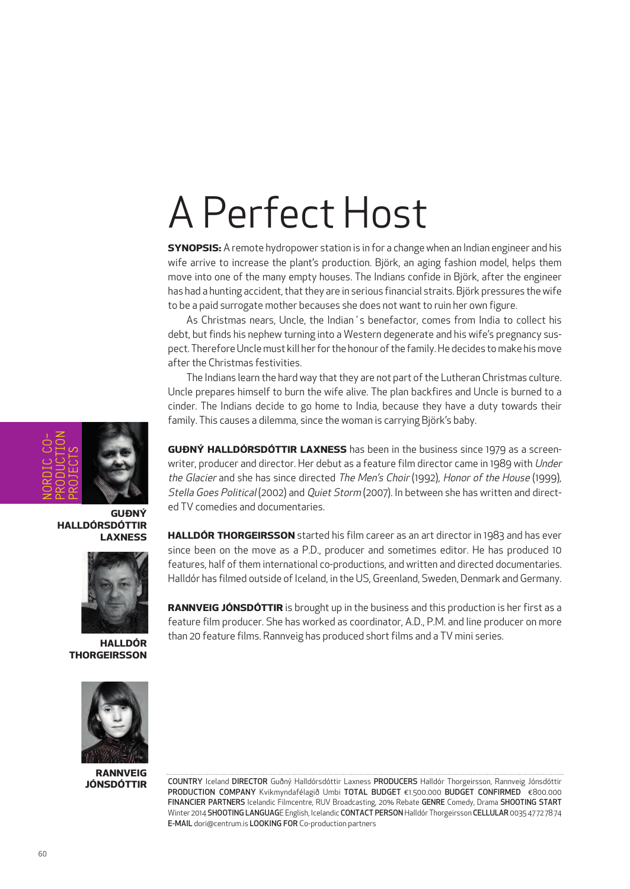# A Perfect Host

**SYNOPSIS:** A remote hydropower station is in for a change when an Indian engineer and his wife arrive to increase the plant's production. Björk, an aging fashion model, helps them move into one of the many empty houses. The Indians confide in Björk, after the engineer has had a hunting accident, that they are in serious financial straits. Björk pressures the wife to be a paid surrogate mother becauses she does not want to ruin her own figure.

As Christmas nears, Uncle, the Indian ' s benefactor, comes from India to collect his debt, but finds his nephew turning into a Western degenerate and his wife's pregnancy suspect. Therefore Uncle must kill her for the honour of the family. He decides to make his move after the Christmas festivities.

The Indians learn the hard way that they are not part of the Lutheran Christmas culture. Uncle prepares himself to burn the wife alive. The plan backfires and Uncle is burned to a cinder. The Indians decide to go home to India, because they have a duty towards their family. This causes a dilemma, since the woman is carrying Björk's baby.

NORDIC CO-PRODUCTION PROJECTS

**GUÐNÝ HALLDÓRSDÓTTIR LAXNESS**

**GUÐNÝ HALLDÓRSDÓTTIR LAXNESS** has been in the business since 1979 as a screenwriter, producer and director. Her debut as a feature film director came in 1989 with *Under the Glacier* and she has since directed *The Men's Choir* (1992), *Honor of the House* (1999), *Stella Goes Political* (2002) and *Quiet Storm* (2007). In between she has written and directed TV comedies and documentaries.

**HALLDÓR THORGEIRSSON**

**HALLDÓR THORGEIRSSON** started his film career as an art director in 1983 and has ever since been on the move as a P.D., producer and sometimes editor. He has produced 10 features, half of them international co-productions, and written and directed documentaries. Halldór has filmed outside of Iceland, in the US, Greenland, Sweden, Denmark and Germany.

**RANNVEIG JÓNSDÓTTIR**

**RANNVEIG JÓNSDÓTTIR** is brought up in the business and this production is her first as a feature film producer. She has worked as coordinator, A.D., P.M. and line producer on more than 20 feature films. Rannveig has produced short films and a TV mini series.

**COUNTRY** Iceland **DIRECTOR** Guðný Halldórsdóttir Laxness **PRODUCERS** Halldór Thorgeirsson, Rannveig Jónsdóttir **PRODUCTION COMPANY** Kvikmyndafélagið Umbi **TOTAL BUDGET** €1.500.000 **BUDGET CONFIRMED** €800.000 **FINANCIER PARTNERS** Icelandic Filmcentre, RUV Broadcasting, 20% Rebate **GENRE** Comedy, Drama **SHOOTING START** Winter 2014 **SHOOTING LANGUAGE** English, Icelandic **CONTACT PERSON** Halldór Thorgeirsson **CELLULAR** 0035 477 278 74 **E-MAIL** dori@centrum.is **LOOKING FOR** Co-production partners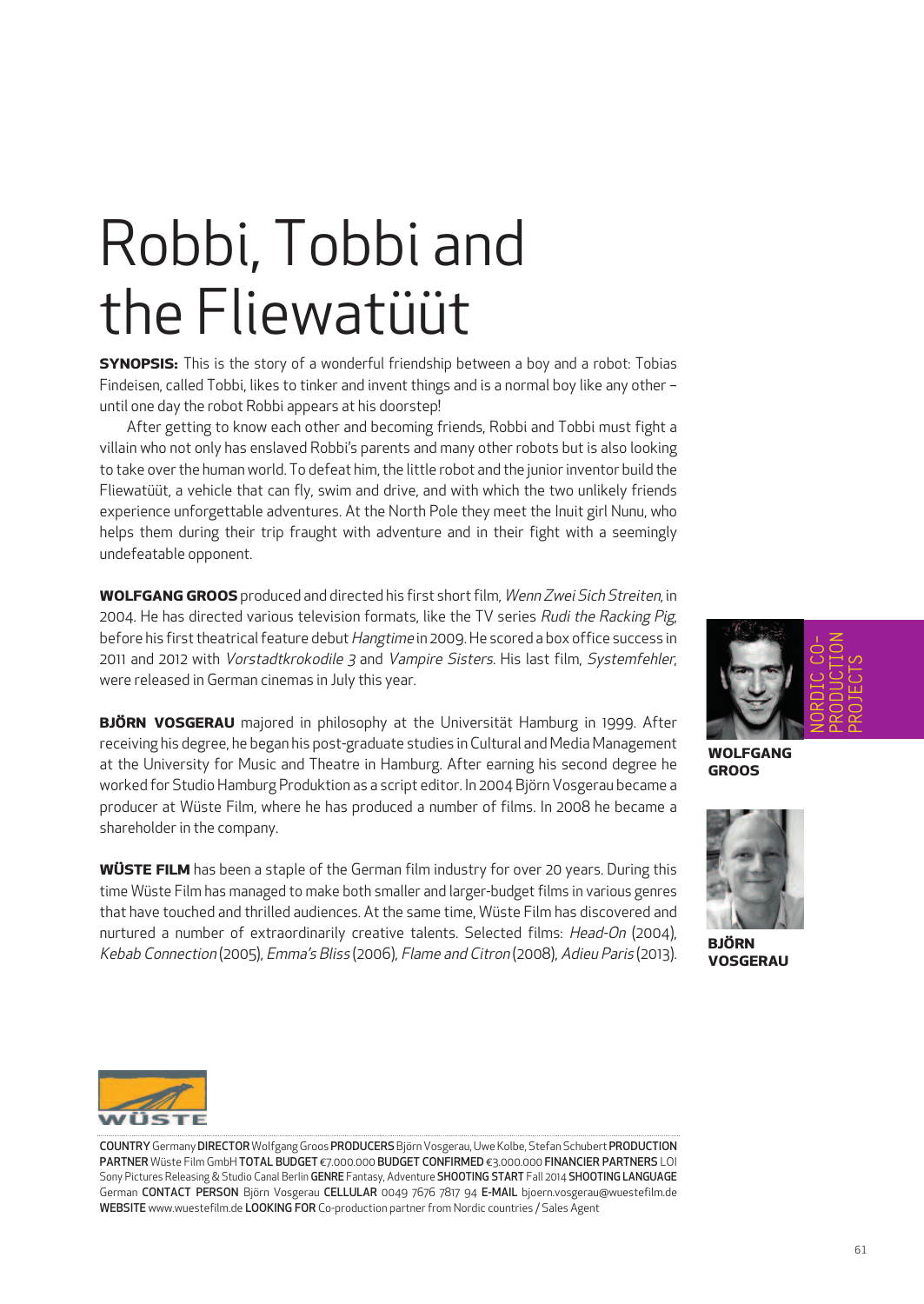# Robbi, Tobbi and the Fliewatüüt

**SYNOPSIS:** This is the story of a wonderful friendship between a boy and a robot: Tobias Findeisen, called Tobbi, likes to tinker and invent things and is a normal boy like any other – until one day the robot Robbi appears at his doorstep!

After getting to know each other and becoming friends, Robbi and Tobbi must fight a villain who not only has enslaved Robbi's parents and many other robots but is also looking to take over the human world. To defeat him, the little robot and the junior inventor build the Fliewatüüt, a vehicle that can fly, swim and drive, and with which the two unlikely friends experience unforgettable adventures. At the North Pole they meet the Inuit girl Nunu, who helps them during their trip fraught with adventure and in their fight with a seemingly undefeatable opponent.

**WOLFGANG GROOS** produced and directed his first short film, *Wenn Zwei Sich Streiten*, in 2004. He has directed various television formats, like the TV series *Rudi the Racking Pig*, before his first theatrical feature debut *Hangtime* in 2009. He scored a box office success in 2011 and 2012 with *Vorstadtkrokodile 3* and *Vampire Sisters*. His last film, *Systemfehler*, were released in German cinemas in July this year.

**BJÖRN VOSGERAU** majored in philosophy at the Universität Hamburg in 1999. After receiving his degree, he began his post-graduate studies in Cultural and Media Management at the University for Music and Theatre in Hamburg. After earning his second degree he worked for Studio Hamburg Produktion as a script editor. In 2004 Björn Vosgerau became a producer at Wüste Film, where he has produced a number of films. In 2008 he became a shareholder in the company.

**WÜSTE FILM** has been a staple of the German film industry for over 20 years. During this time Wüste Film has managed to make both smaller and larger-budget films in various genres that have touched and thrilled audiences. At the same time, Wüste Film has discovered and nurtured a number of extraordinarily creative talents. Selected films: *Head-On* (2004), *Kebab Connection* (2005), *Emma's Bliss* (2006), *Flame and Citron* (2008), *Adieu Paris* (2013).

NORDIC CO-PRODUCTION PROJECTS

**WOLFGANG GROOS**

**BJÖRN VOSGERAU**

WÜSTE

**COUNTRY** Germany **DIRECTOR** Wolfgang Groos **PRODUCERS** Björn Vosgerau, Uwe Kolbe, Stefan Schubert **PRODUCTION PARTNER** Wüste Film GmbH **TOTAL BUDGET** €7.000.000 **BUDGET CONFIRMED** €3.000.000 **FINANCIER PARTNERS** LOI Sony Pictures Releasing & Studio Canal Berlin **GENRE** Fantasy, Adventure **SHOOTING START** Fall 2014 **SHOOTING LANGUAGE** German **CONTACT PERSON** Björn Vosgerau **CELLULAR** 0049 7676 7817 94 **E-MAIL** bjoern.vosgerau@wuestefilm.de **WEBSITE** www.wuestefilm.de **LOOKING FOR** Co-production partner from Nordic countries / Sales Agent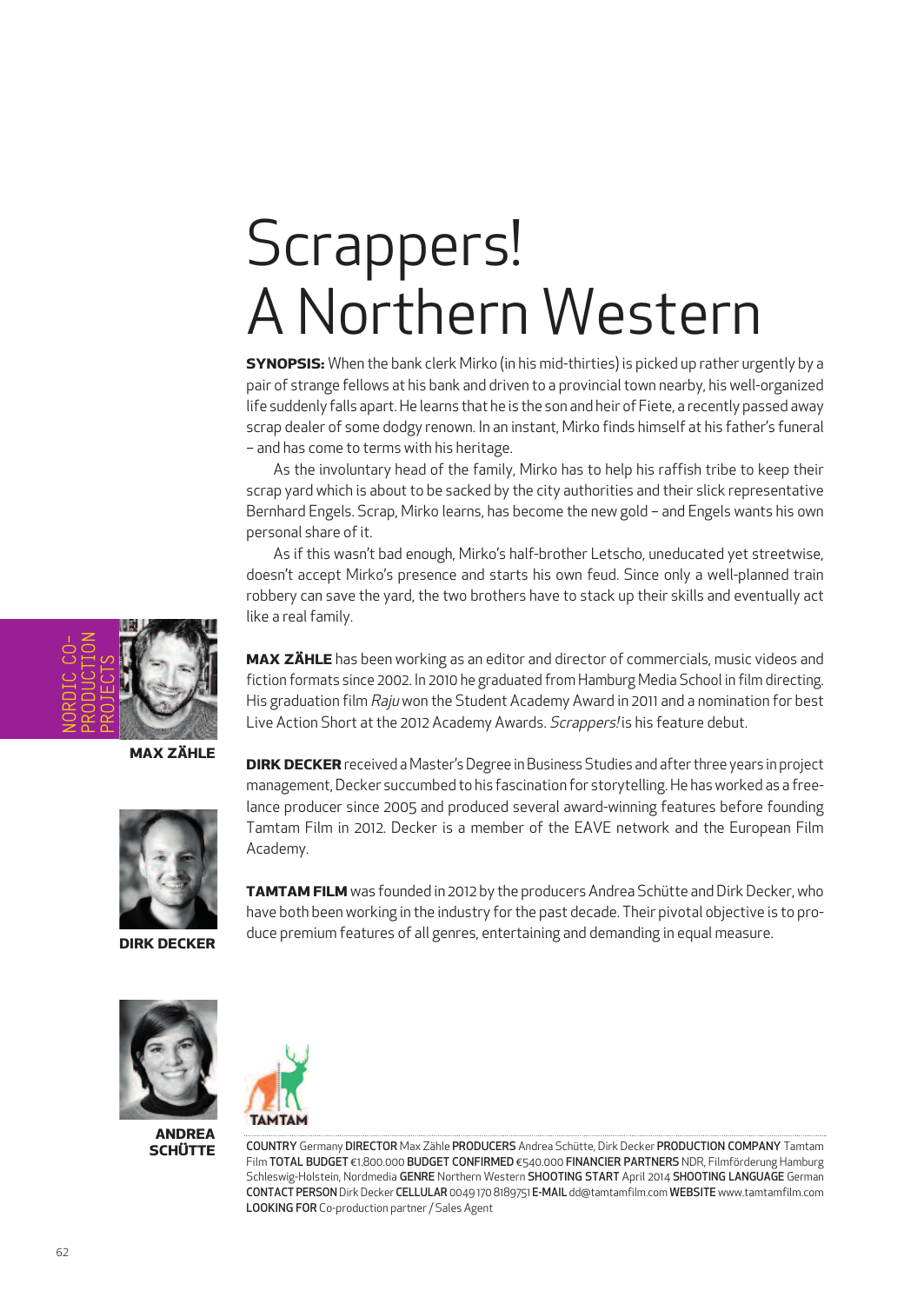# Scrappers! A Northern Western

**SYNOPSIS:** When the bank clerk Mirko (in his mid-thirties) is picked up rather urgently by a pair of strange fellows at his bank and driven to a provincial town nearby, his well-organized life suddenly falls apart. He learns that he is the son and heir of Fiete, a recently passed away scrap dealer of some dodgy renown. In an instant, Mirko finds himself at his father's funeral – and has come to terms with his heritage.

As the involuntary head of the family, Mirko has to help his raffish tribe to keep their scrap yard which is about to be sacked by the city authorities and their slick representative Bernhard Engels. Scrap, Mirko learns, has become the new gold – and Engels wants his own personal share of it.

As if this wasn't bad enough, Mirko's half-brother Letscho, uneducated yet streetwise, doesn't accept Mirko's presence and starts his own feud. Since only a well-planned train robbery can save the yard, the two brothers have to stack up their skills and eventually act like a real family.

NORDIC CO-PRODUCTION PROJECTS

**MAX ZÄHLE**

**MAX ZÄHLE** has been working as an editor and director of commercials, music videos and fiction formats since 2002. In 2010 he graduated from Hamburg Media School in film directing. His graduation film *Raju* won the Student Academy Award in 2011 and a nomination for best Live Action Short at the 2012 Academy Awards. *Scrappers!* is his feature debut.

**DIRK DECKER**

**DIRK DECKER** received a Master's Degree in Business Studies and after three years in project management, Decker succumbed to his fascination for storytelling. He has worked as a freelance producer since 2005 and produced several award-winning features before founding Tamtam Film in 2012. Decker is a member of the EAVE network and the European Film Academy.

**ANDREA SCHÜTTE**

**TAMTAM FILM** was founded in 2012 by the producers Andrea Schütte and Dirk Decker, who have both been working in the industry for the past decade. Their pivotal objective is to produce premium features of all genres, entertaining and demanding in equal measure.

TAMTAM

**COUNTRY** Germany **DIRECTOR** Max Zähle **PRODUCERS** Andrea Schütte, Dirk Decker **PRODUCTION COMPANY** Tamtam Film **TOTAL BUDGET** €1.800.000 **BUDGET CONFIRMED** €540.000 **FINANCIER PARTNERS** NDR, Filmförderung Hamburg Schleswig-Holstein, Nordmedia **GENRE** Northern Western **SHOOTING START** April 2014 **SHOOTING LANGUAGE** German **CONTACT PERSON** Dirk Decker **CELLULAR** 0049 170 8189751 **E-MAIL** dd@tamtamfilm.com **WEBSITE** www.tamtamfilm.com **LOOKING FOR** Co-production partner / Sales Agent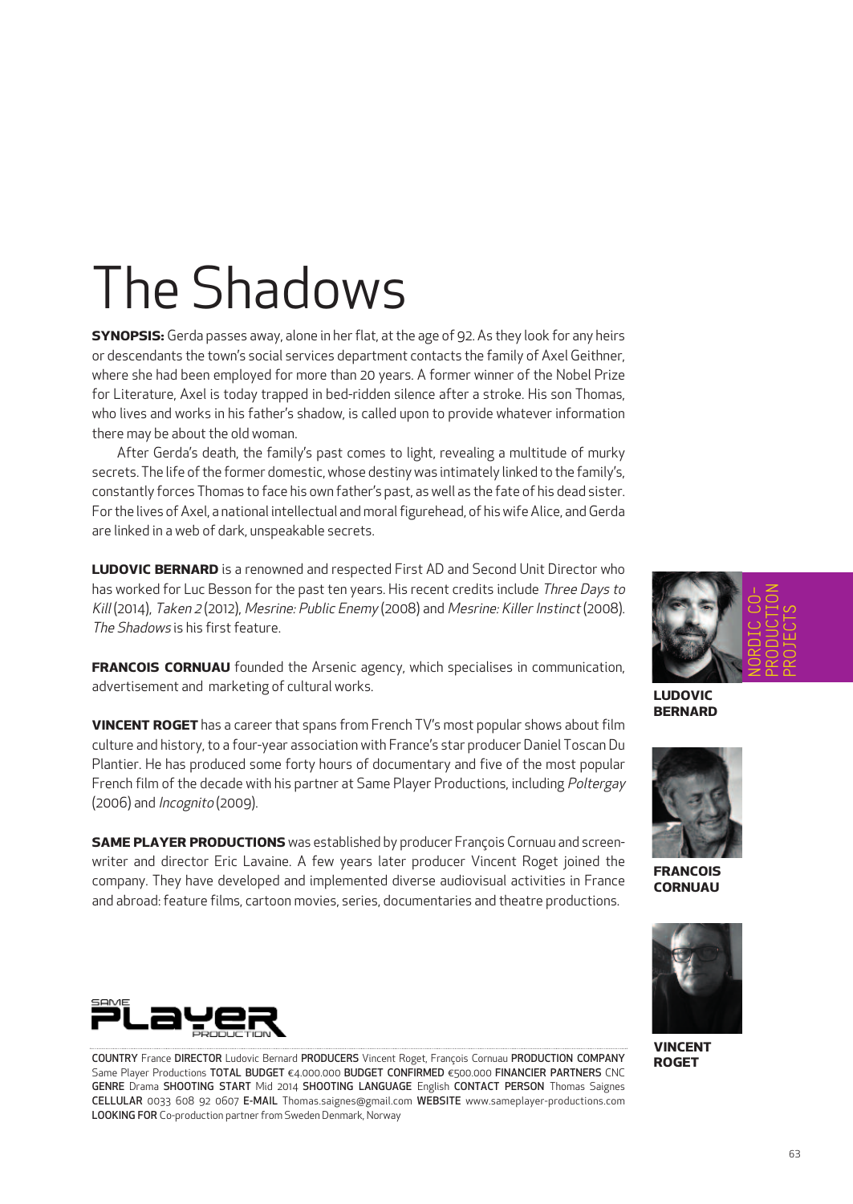# The Shadows

**SYNOPSIS:** Gerda passes away, alone in her flat, at the age of 92. As they look for any heirs or descendants the town's social services department contacts the family of Axel Geithner, where she had been employed for more than 20 years. A former winner of the Nobel Prize for Literature, Axel is today trapped in bed-ridden silence after a stroke. His son Thomas, who lives and works in his father's shadow, is called upon to provide whatever information there may be about the old woman.

After Gerda's death, the family's past comes to light, revealing a multitude of murky secrets. The life of the former domestic, whose destiny was intimately linked to the family's, constantly forces Thomas to face his own father's past, as well as the fate of his dead sister. For the lives of Axel, a national intellectual and moral figurehead, of his wife Alice, and Gerda are linked in a web of dark, unspeakable secrets.

**LUDOVIC BERNARD** is a renowned and respected First AD and Second Unit Director who has worked for Luc Besson for the past ten years. His recent credits include *Three Days to Kill* (2014), *Taken 2* (2012), *Mesrine: Public Enemy* (2008) and *Mesrine: Killer Instinct* (2008). *The Shadows* is his first feature.

**FRANCOIS CORNUAU** founded the Arsenic agency, which specialises in communication, advertisement and marketing of cultural works.

**VINCENT ROGET** has a career that spans from French TV's most popular shows about film culture and history, to a four-year association with France's star producer Daniel Toscan Du Plantier. He has produced some forty hours of documentary and five of the most popular French film of the decade with his partner at Same Player Productions, including *Poltergay* (2006) and *Incognito* (2009).

**SAME PLAYER PRODUCTIONS** was established by producer François Cornuau and screen-writer and director Eric Lavaine. A few years later producer Vincent Roget joined the company. They have developed and implemented diverse audiovisual activities in France and abroad: feature films, cartoon movies, series, documentaries and theatre productions.

**LUDOVIC BERNARD**

**FRANCOIS CORNUAU**

**VINCENT ROGET**

NORDIC CO-PRODUCTION PROJECTS

COUNTRY France DIRECTOR Ludovic Bernard PRODUCERS Vincent Roget, François Cornuau PRODUCTION COMPANY Same Player Productions TOTAL BUDGET €4.000.000 BUDGET CONFIRMED €500.000 FINANCIER PARTNERS CNC GENRE Drama SHOOTING START Mid 2014 SHOOTING LANGUAGE English CONTACT PERSON Thomas Saignes CELLULAR 0033 608 92 0607 E-MAIL Thomas.saignes@gmail.com WEBSITE www.sameplayer-productions.com LOOKING FOR Co-production partner from Sweden Denmark, Norway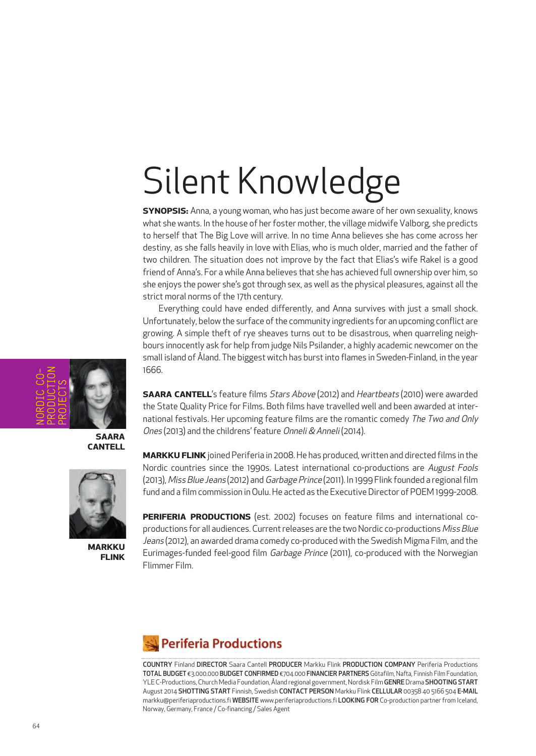NORDIC CO-PRODUCTION PROJECTS

# Silent Knowledge

**SYNOPSIS:** Anna, a young woman, who has just become aware of her own sexuality, knows what she wants. In the house of her foster mother, the village midwife Valborg, she predicts to herself that The Big Love will arrive. In no time Anna believes she has come across her destiny, as she falls heavily in love with Elias, who is much older, married and the father of two children. The situation does not improve by the fact that Elias's wife Rakel is a good friend of Anna's. For a while Anna believes that she has achieved full ownership over him, so she enjoys the power she's got through sex, as well as the physical pleasures, against all the strict moral norms of the 17th century.

Everything could have ended differently, and Anna survives with just a small shock. Unfortunately, below the surface of the community ingredients for an upcoming conflict are growing. A simple theft of rye sheaves turns out to be disastrous, when quarreling neighbours innocently ask for help from judge Nils Psilander, a highly academic newcomer on the small island of Åland. The biggest witch has burst into flames in Sweden-Finland, in the year 1666.

**SAARA CANTELL**

**SAARA CANTELL**'s feature films *Stars Above* (2012) and *Heartbeats* (2010) were awarded the State Quality Price for Films. Both films have travelled well and been awarded at international festivals. Her upcoming feature films are the romantic comedy *The Two and Only Ones* (2013) and the childrens' feature *Onneli & Anneli* (2014).

**MARKKU FLINK**

**MARKKU FLINK** joined Periferia in 2008. He has produced, written and directed films in the Nordic countries since the 1990s. Latest international co-productions are *August Fools* (2013), *Miss Blue Jeans* (2012) and *Garbage Prince* (2011). In 1999 Flink founded a regional film fund and a film commission in Oulu. He acted as the Executive Director of POEM 1999-2008.

**PERIFERIA PRODUCTIONS** (est. 2002) focuses on feature films and international co-productions for all audiences. Current releases are the two Nordic co-productions *Miss Blue Jeans* (2012), an awarded drama comedy co-produced with the Swedish Migma Film, and the Eurimages-funded feel-good film *Garbage Prince* (2011), co-produced with the Norwegian Flimmer Film.

**Periferia Productions**

**COUNTRY** Finland **DIRECTOR** Saara Cantell **PRODUCER** Markku Flink **PRODUCTION COMPANY** Periferia Productions **TOTAL BUDGET** €3.000.000 **BUDGET CONFIRMED** €704.000 **FINANCIER PARTNERS** Götafilm, Nafta, Finnish Film Foundation, YLE C-Productions, Church Media Foundation, Åland regional government, Nordisk Film **GENRE** Drama **SHOOTING START** August 2014 **SHOOTING START** Finnish, Swedish **CONTACT PERSON** Markku Flink **CELLULAR** 00358 40 5166 504 **E-MAIL** markku@periferiaproductions.fi **WEBSITE** www.periferiaproductions.fi **LOOKING FOR** Co-production partner from Iceland, Norway, Germany, France / Co-financing / Sales Agent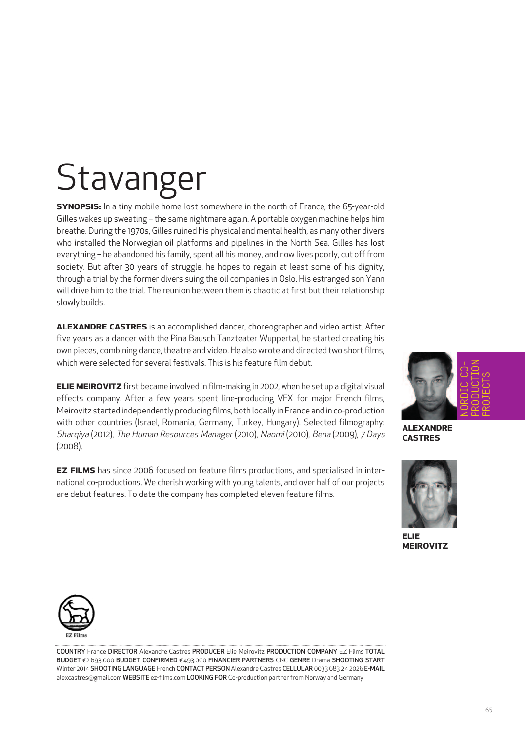# Stavanger

**SYNOPSIS:** In a tiny mobile home lost somewhere in the north of France, the 65-year-old Gilles wakes up sweating – the same nightmare again. A portable oxygen machine helps him breathe. During the 1970s, Gilles ruined his physical and mental health, as many other divers who installed the Norwegian oil platforms and pipelines in the North Sea. Gilles has lost everything – he abandoned his family, spent all his money, and now lives poorly, cut off from society. But after 30 years of struggle, he hopes to regain at least some of his dignity, through a trial by the former divers suing the oil companies in Oslo. His estranged son Yann will drive him to the trial. The reunion between them is chaotic at first but their relationship slowly builds.

**ALEXANDRE CASTRES** is an accomplished dancer, choreographer and video artist. After five years as a dancer with the Pina Bausch Tanzteater Wuppertal, he started creating his own pieces, combining dance, theatre and video. He also wrote and directed two short films, which were selected for several festivals. This is his feature film debut.

**ELIE MEIROVITZ** first became involved in film-making in 2002, when he set up a digital visual effects company. After a few years spent line-producing VFX for major French films, Meirovitz started independently producing films, both locally in France and in co-production with other countries (Israel, Romania, Germany, Turkey, Hungary). Selected filmography: *Sharqiya* (2012), *The Human Resources Manager* (2010), *Naomi* (2010), *Bena* (2009), *7 Days* (2008).

**EZ FILMS** has since 2006 focused on feature films productions, and specialised in international co-productions. We cherish working with young talents, and over half of our projects are debut features. To date the company has completed eleven feature films.

NORDIC CO-PRODUCTION PROJECTS

**ALEXANDRE CASTRES**

**ELIE MEIROVITZ**

EZ Films

**COUNTRY** France **DIRECTOR** Alexandre Castres **PRODUCER** Elie Meirovitz **PRODUCTION COMPANY** EZ Films **TOTAL BUDGET** €2.693.000 **BUDGET CONFIRMED** €493.000 **FINANCIER PARTNERS** CNC **GENRE** Drama **SHOOTING START** Winter 2014 **SHOOTING LANGUAGE** French **CONTACT PERSON** Alexandre Castres **CELLULAR** 0033 683 24 2026 **E-MAIL** alexcastres@gmail.com **WEBSITE** ez-films.com **LOOKING FOR** Co-production partner from Norway and Germany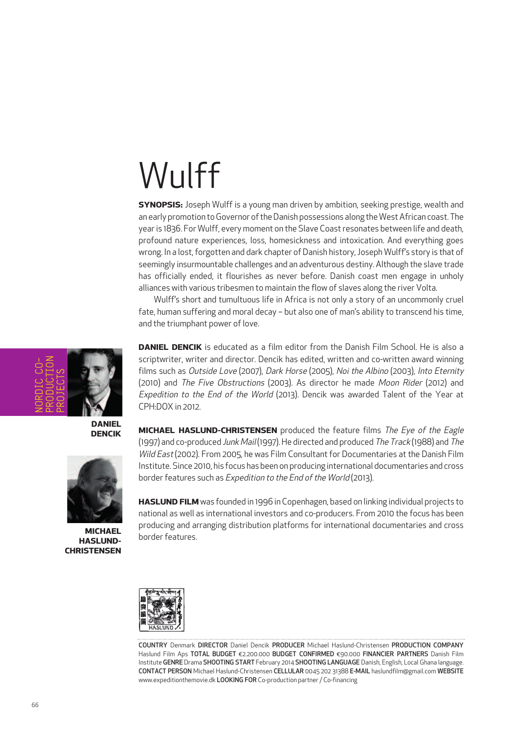# Wulff

**SYNOPSIS:** Joseph Wulff is a young man driven by ambition, seeking prestige, wealth and an early promotion to Governor of the Danish possessions along the West African coast. The year is 1836. For Wulff, every moment on the Slave Coast resonates between life and death, profound nature experiences, loss, homesickness and intoxication. And everything goes wrong. In a lost, forgotten and dark chapter of Danish history, Joseph Wulff's story is that of seemingly insurmountable challenges and an adventurous destiny. Although the slave trade has officially ended, it flourishes as never before. Danish coast men engage in unholy alliances with various tribesmen to maintain the flow of slaves along the river Volta.

Wulff's short and tumultuous life in Africa is not only a story of an uncommonly cruel fate, human suffering and moral decay – but also one of man's ability to transcend his time, and the triumphant power of love.

NORDIC CO-PRODUCTION PROJECTS

**DANIEL DENCIK**

**DANIEL DENCIK** is educated as a film editor from the Danish Film School. He is also a scriptwriter, writer and director. Dencik has edited, written and co-written award winning films such as *Outside Love* (2007), *Dark Horse* (2005), *Noi the Albino* (2003), *Into Eternity* (2010) and *The Five Obstructions* (2003). As director he made *Moon Rider* (2012) and *Expedition to the End of the World* (2013). Dencik was awarded Talent of the Year at CPH:DOX in 2012.

**MICHAEL HASLUND-CHRISTENSEN**

**MICHAEL HASLUND-CHRISTENSEN** produced the feature films *The Eye of the Eagle* (1997) and co-produced *Junk Mail* (1997). He directed and produced *The Track* (1988) and *The Wild East* (2002). From 2005, he was Film Consultant for Documentaries at the Danish Film Institute. Since 2010, his focus has been on producing international documentaries and cross border features such as *Expedition to the End of the World* (2013).

**HASLUND FILM** was founded in 1996 in Copenhagen, based on linking individual projects to national as well as international investors and co-producers. From 2010 the focus has been producing and arranging distribution platforms for international documentaries and cross border features.

HASLUND

**COUNTRY** Denmark **DIRECTOR** Daniel Dencik **PRODUCER** Michael Haslund-Christensen **PRODUCTION COMPANY** Haslund Film Aps **TOTAL BUDGET** €2.200.000 **BUDGET CONFIRMED** €90.000 **FINANCIER PARTNERS** Danish Film Institute **GENRE** Drama **SHOOTING START** February 2014 **SHOOTING LANGUAGE** Danish, English, Local Ghana language. **CONTACT PERSON** Michael Haslund-Christensen **CELLULAR** 0045 202 31388 **E-MAIL** haslundfilm@gmail.com **WEBSITE** www.expeditionthemovie.dk **LOOKING FOR** Co-production partner / Co-financing